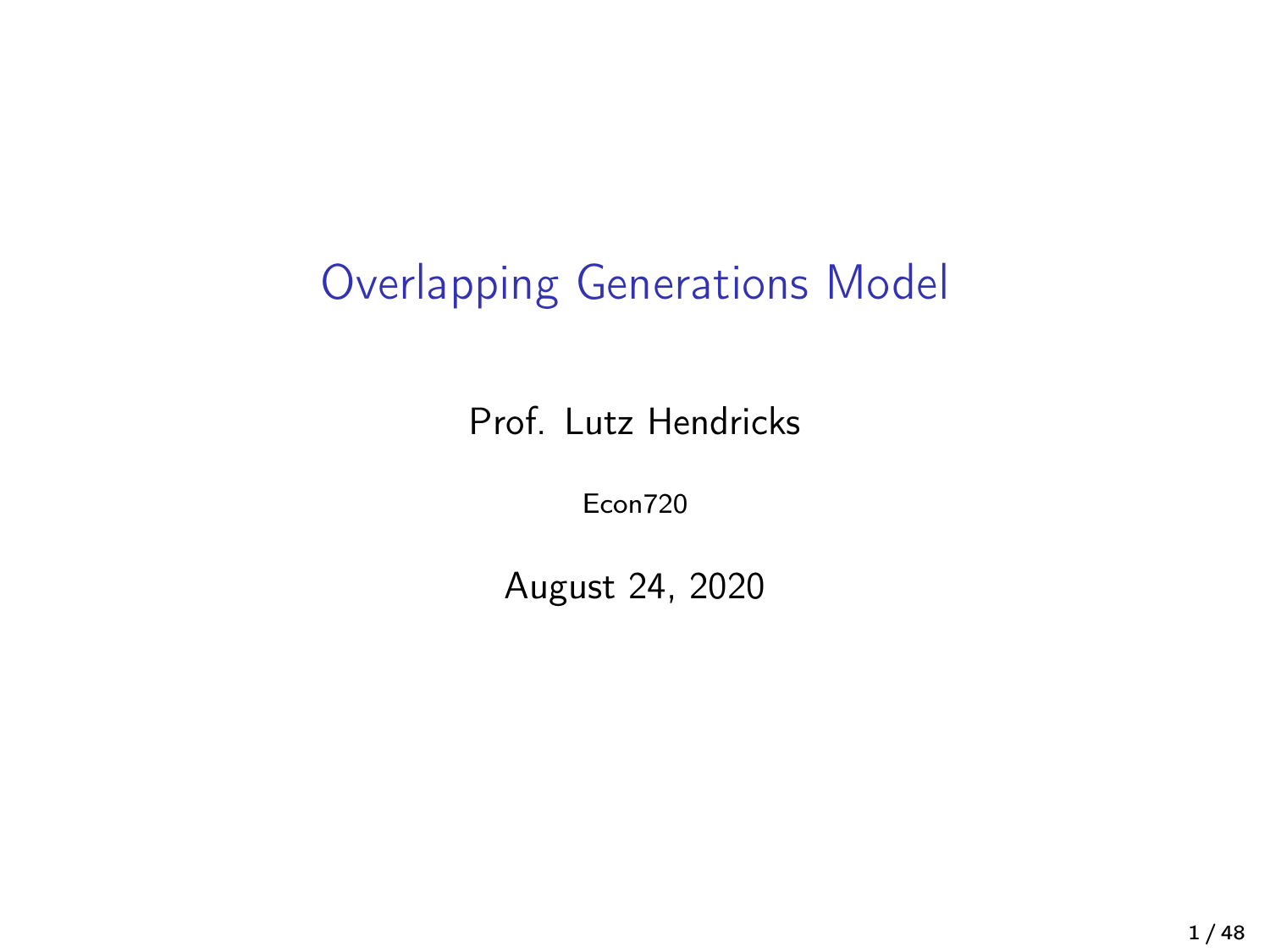# Overlapping Generations Model

Prof. Lutz Hendricks

Econ720

August 24, 2020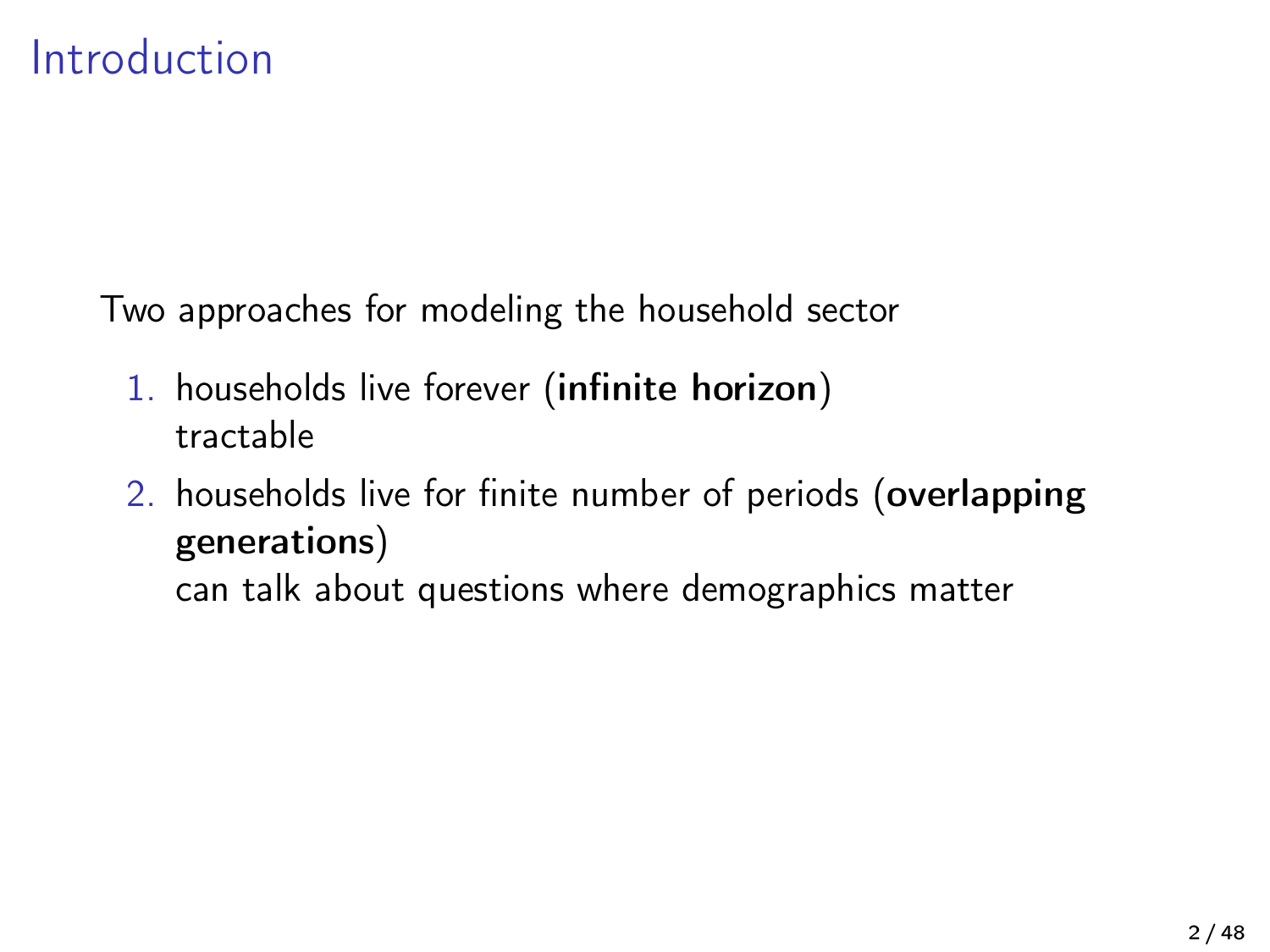# Introduction

Two approaches for modeling the household sector

1. households live forever (**infinite horizon**)
   tractable
2. households live for finite number of periods (**overlapping generations**)
   can talk about questions where demographics matter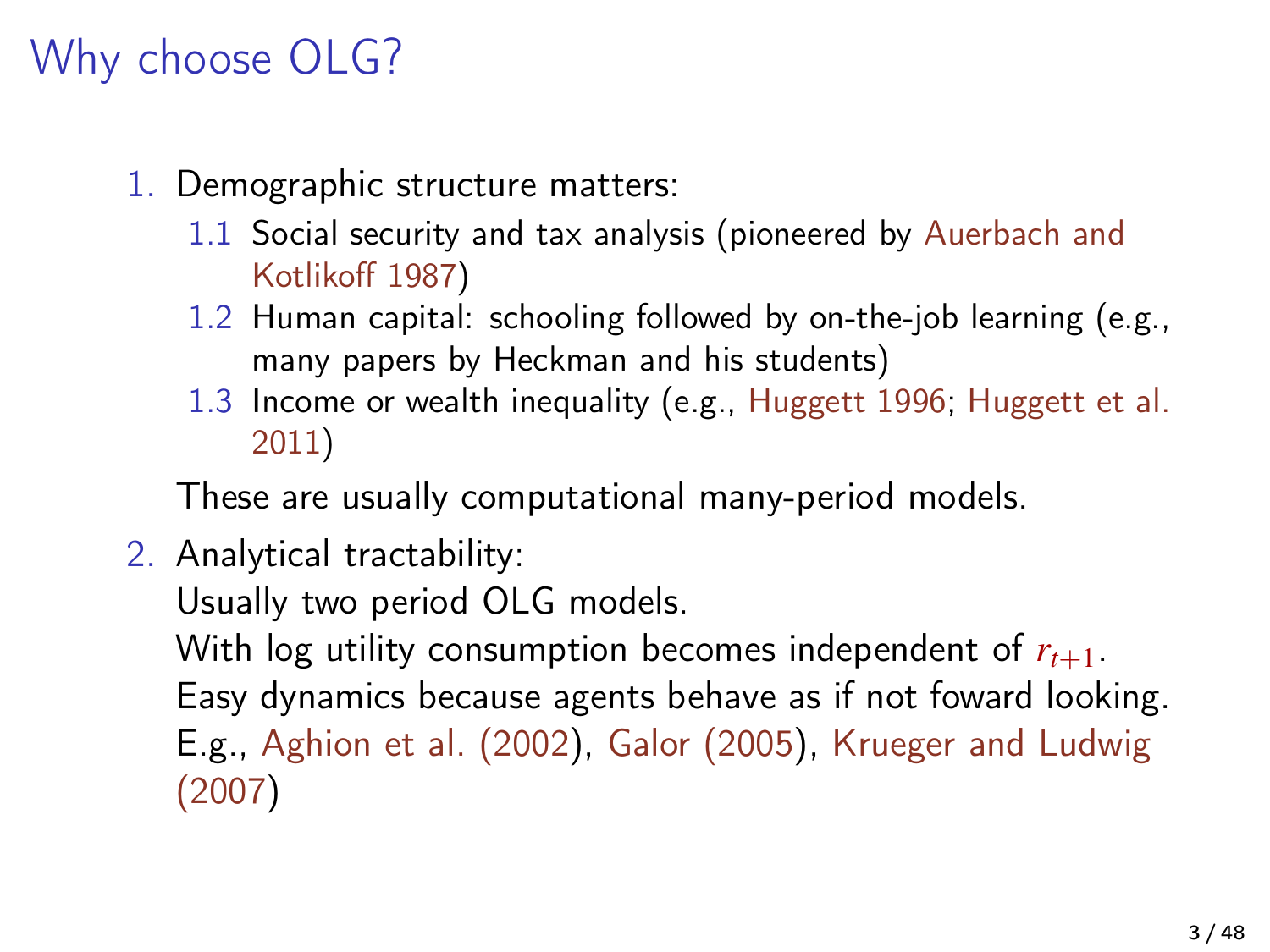# Why choose OLG?

1. Demographic structure matters:
   1.1 Social security and tax analysis (pioneered by Auerbach and Kotlikoff 1987)
   1.2 Human capital: schooling followed by on-the-job learning (e.g., many papers by Heckman and his students)
   1.3 Income or wealth inequality (e.g., Huggett 1996; Huggett et al. 2011)

   These are usually computational many-period models.

2. Analytical tractability:
   Usually two period OLG models.
   With log utility consumption becomes independent of $r_{t+1}$.
   Easy dynamics because agents behave as if not foward looking.
   E.g., Aghion et al. (2002), Galor (2005), Krueger and Ludwig (2007)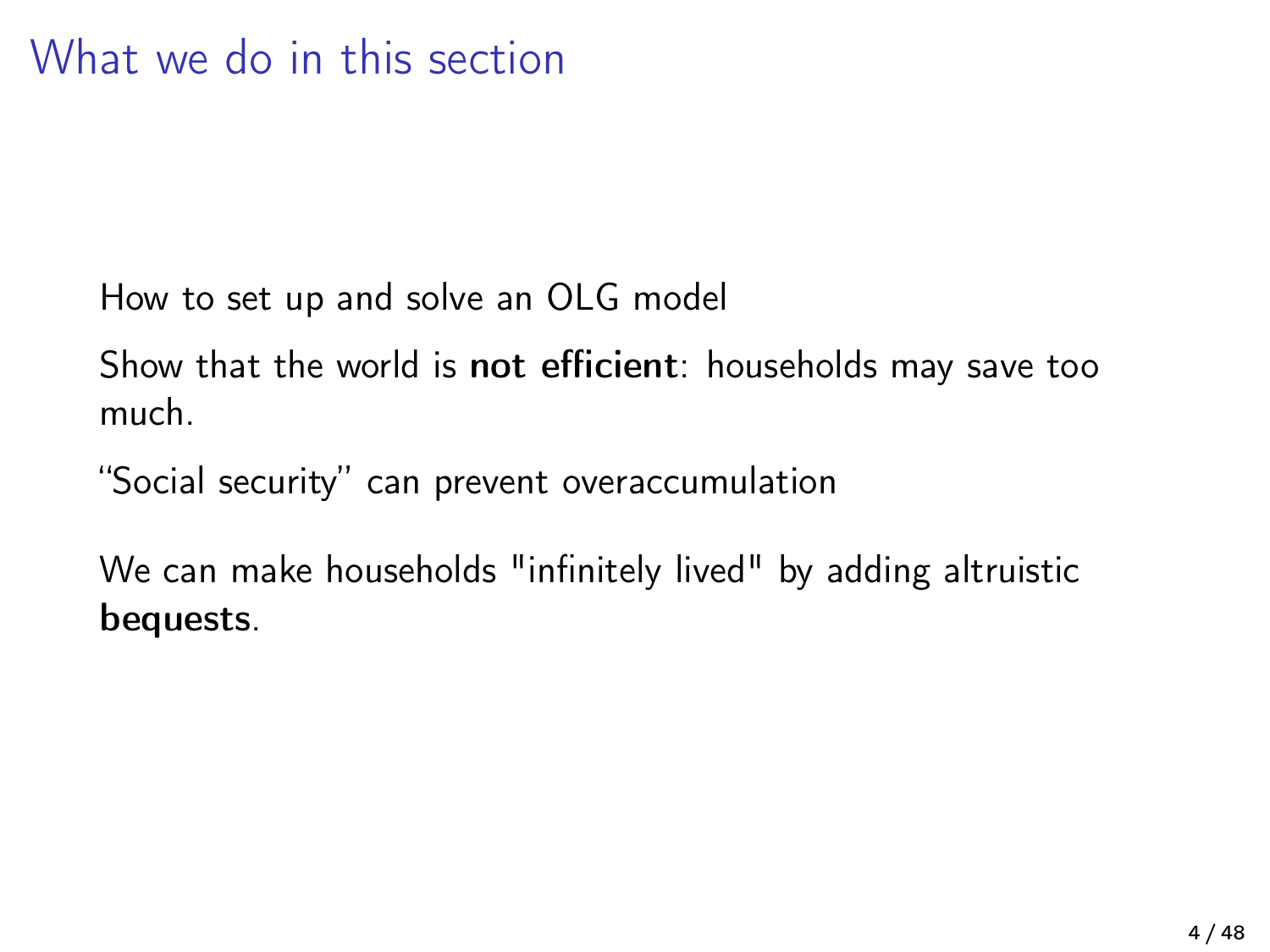# What we do in this section

How to set up and solve an OLG model

Show that the world is **not efficient**: households may save too much.

"Social security" can prevent overaccumulation

We can make households "infinitely lived" by adding altruistic **bequests**.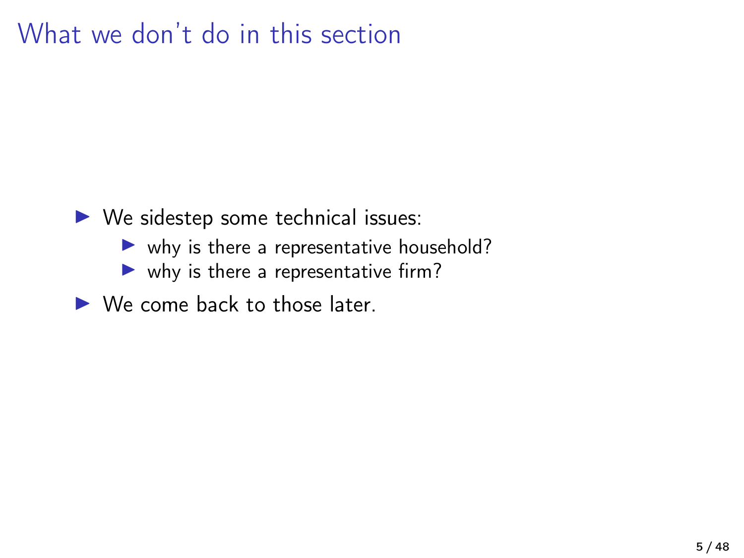# What we don't do in this section

- We sidestep some technical issues:
  - why is there a representative household?
  - why is there a representative firm?
- We come back to those later.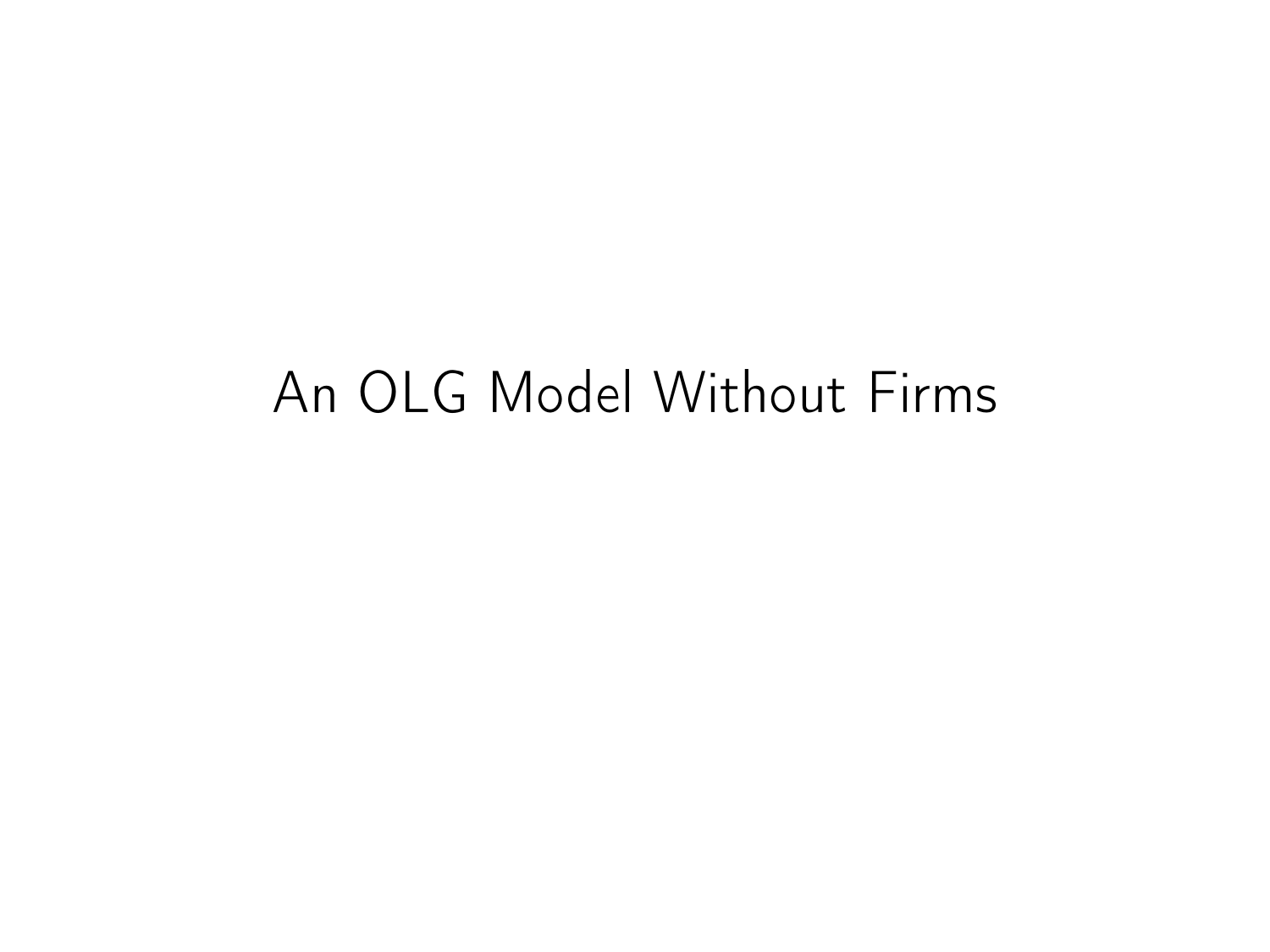# An OLG Model Without Firms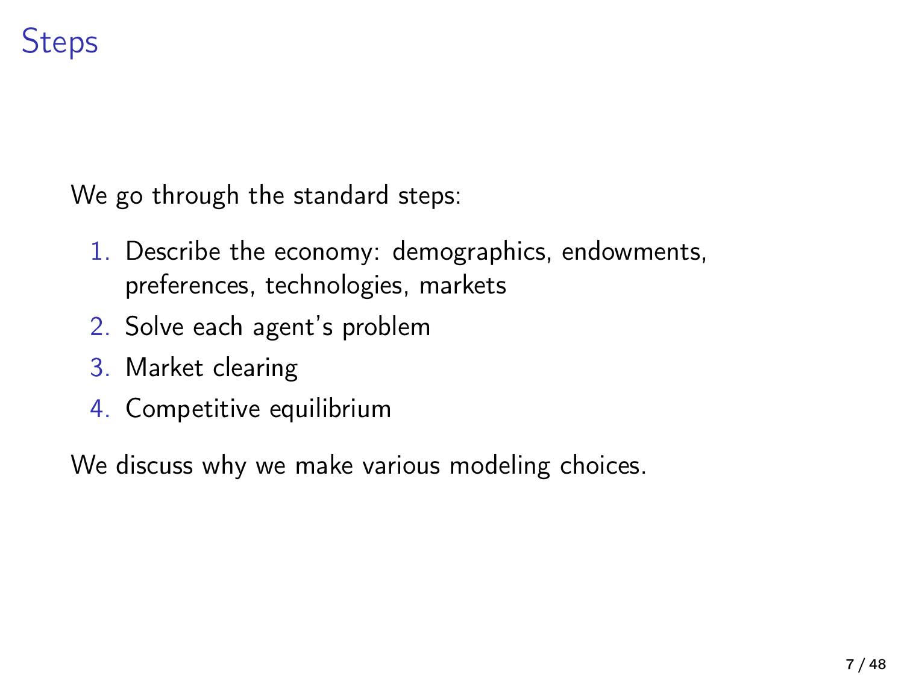# Steps

We go through the standard steps:

1. Describe the economy: demographics, endowments, preferences, technologies, markets
2. Solve each agent's problem
3. Market clearing
4. Competitive equilibrium

We discuss why we make various modeling choices.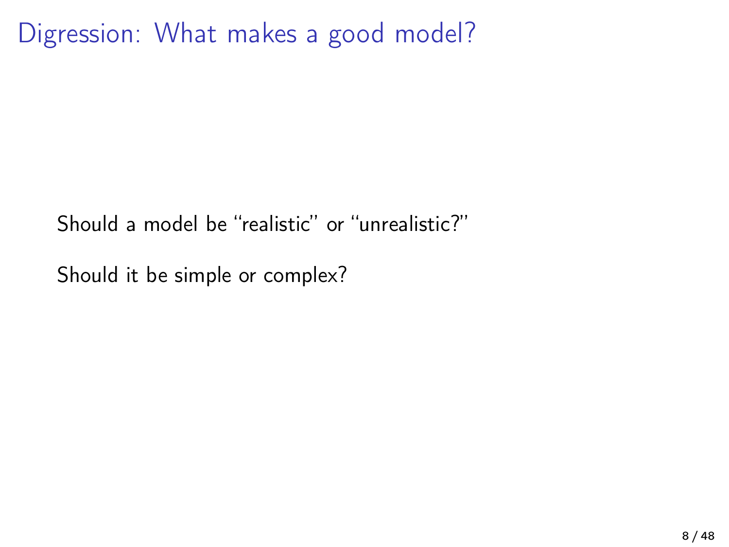# Digression: What makes a good model?

Should a model be "realistic" or "unrealistic?"

Should it be simple or complex?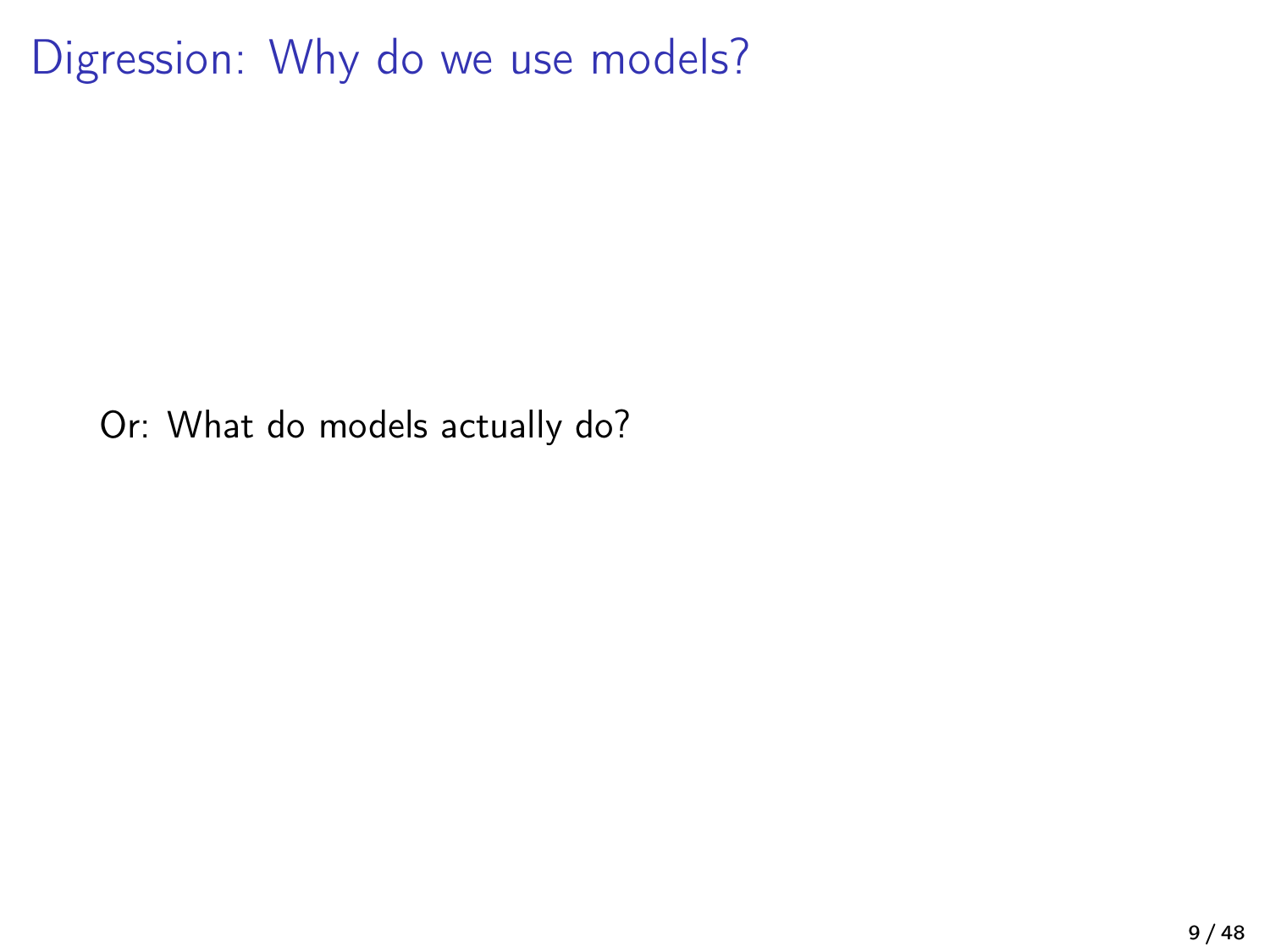# Digression: Why do we use models?

Or: What do models actually do?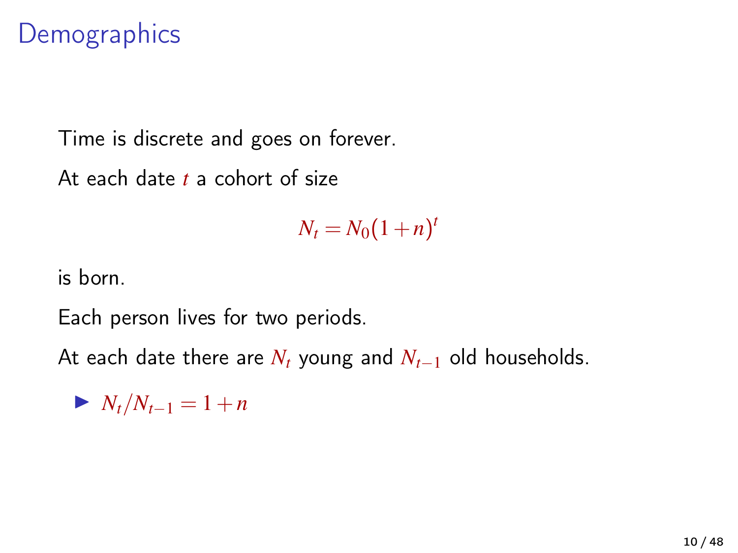# Demographics

Time is discrete and goes on forever.

At each date $t$ a cohort of size

$$N_t = N_0(1+n)^t$$

is born.

Each person lives for two periods.

At each date there are $N_t$ young and $N_{t-1}$ old households.

- $N_t / N_{t-1} = 1 + n$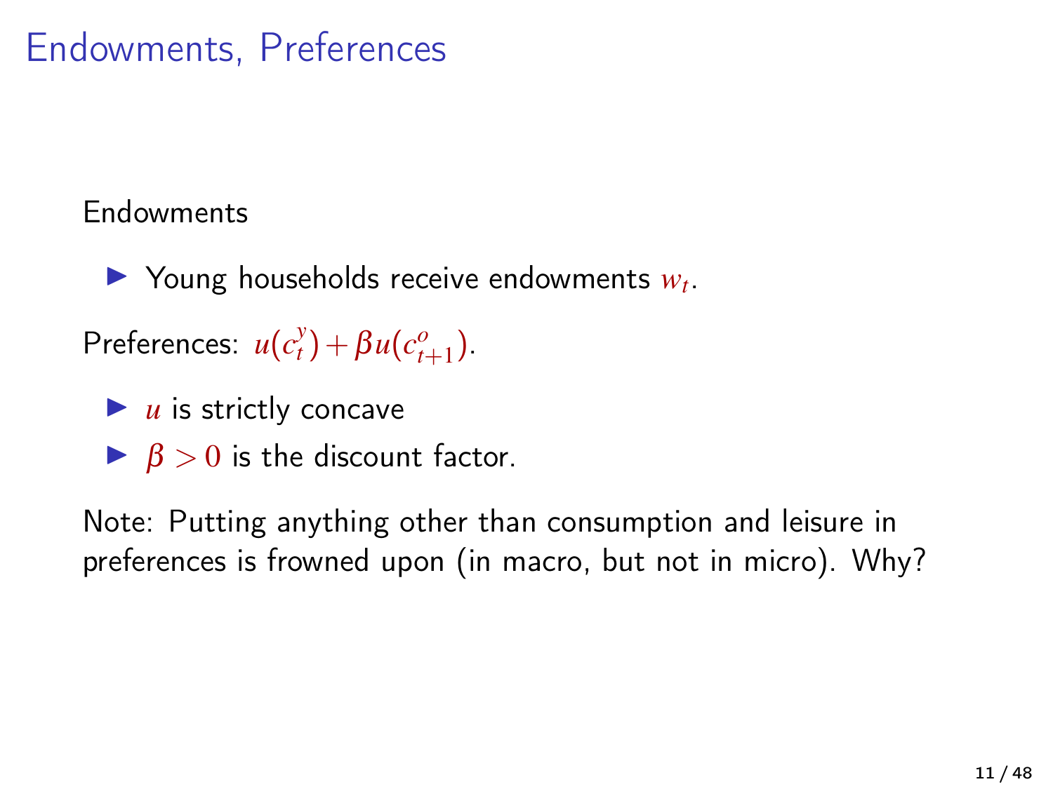# Endowments, Preferences

Endowments

- Young households receive endowments $w_t$.

Preferences: $u(c_t^y) + \beta u(c_{t+1}^o)$.

- $u$ is strictly concave
- $\beta > 0$ is the discount factor.

Note: Putting anything other than consumption and leisure in preferences is frowned upon (in macro, but not in micro). Why?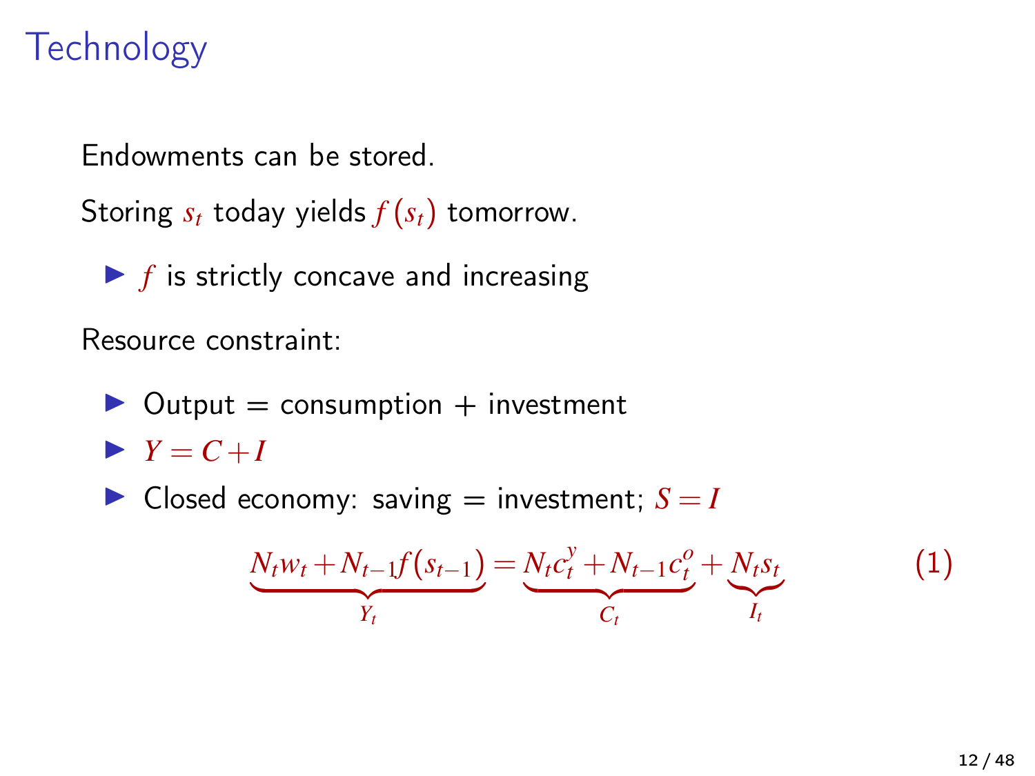# Technology

Endowments can be stored.

Storing $s_t$ today yields $f(s_t)$ tomorrow.

- $f$ is strictly concave and increasing

Resource constraint:

- Output = consumption + investment
- $Y = C + I$
- Closed economy: saving = investment; $S = I$

$$\underbrace{N_t w_t + N_{t-1} f(s_{t-1})}_{Y_t} = \underbrace{N_t c_t^y + N_{t-1} c_t^o}_{C_t} + \underbrace{N_t s_t}_{I_t} \tag{1}$$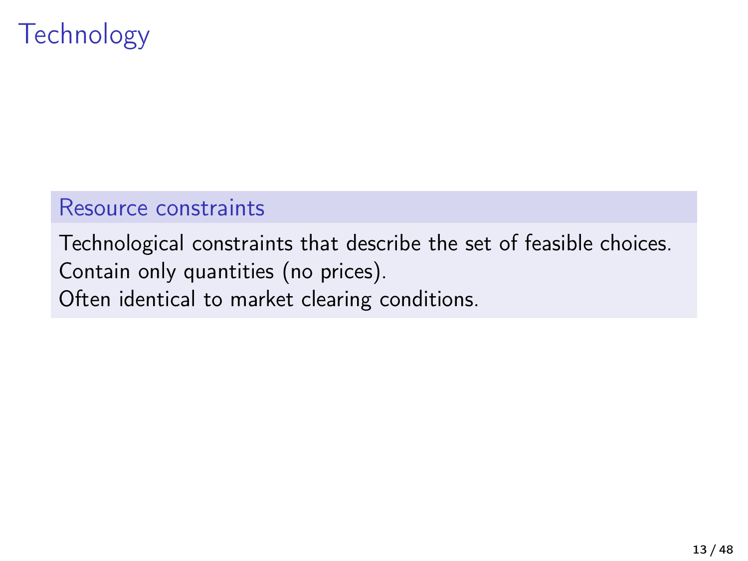# Technology

### Resource constraints

Technological constraints that describe the set of feasible choices.
Contain only quantities (no prices).
Often identical to market clearing conditions.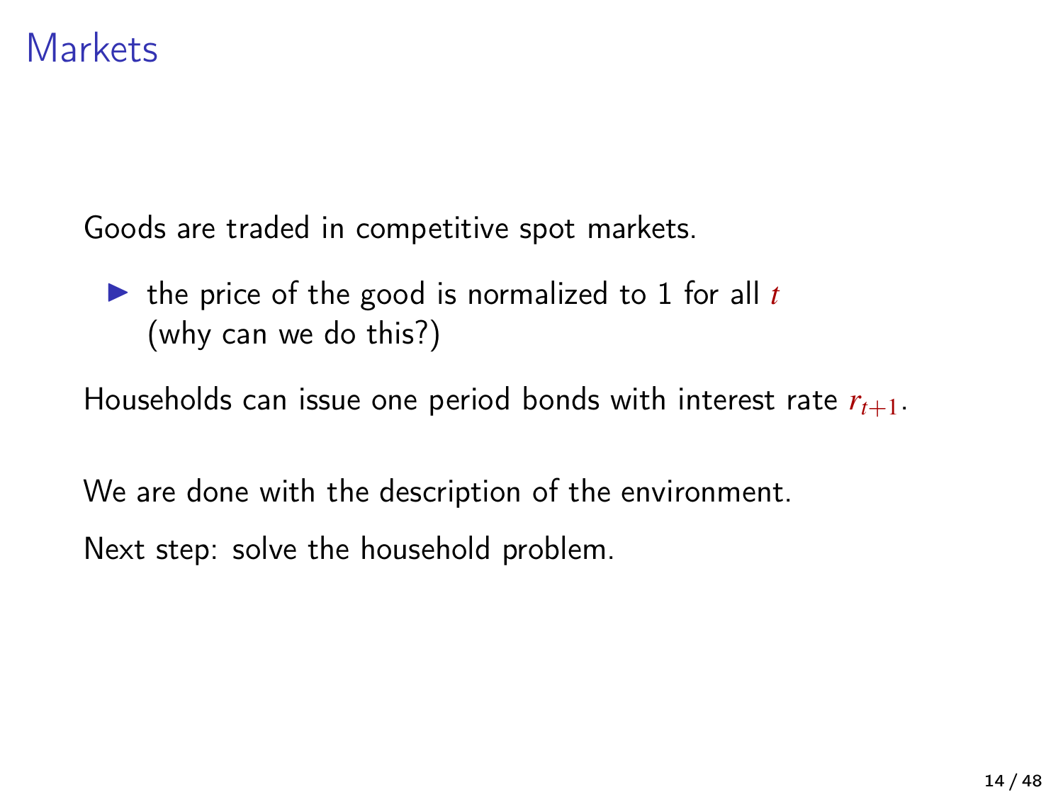# Markets

Goods are traded in competitive spot markets.

- the price of the good is normalized to 1 for all $t$
  (why can we do this?)

Households can issue one period bonds with interest rate $r_{t+1}$.

We are done with the description of the environment.

Next step: solve the household problem.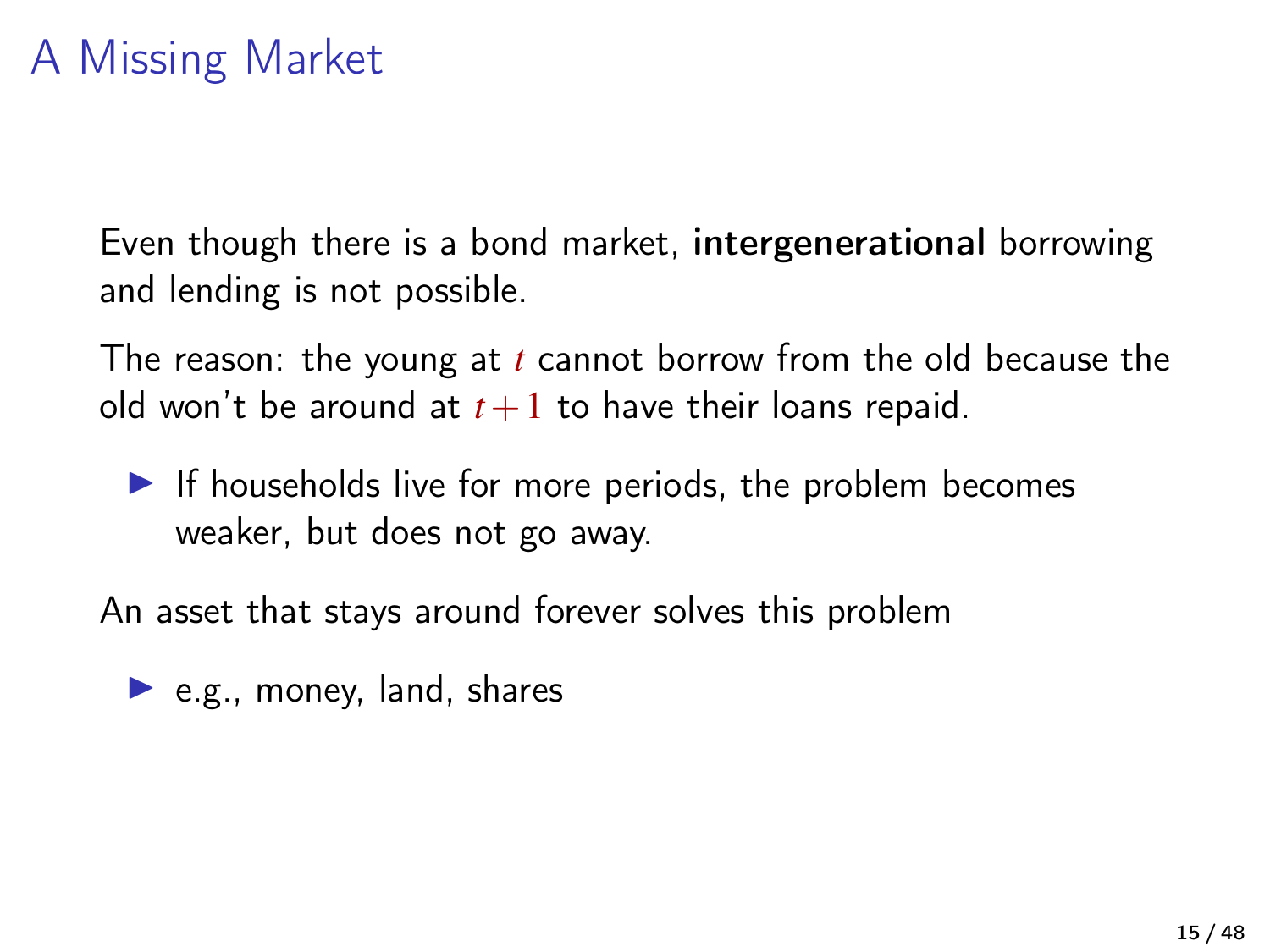# A Missing Market

Even though there is a bond market, **intergenerational** borrowing and lending is not possible.

The reason: the young at $t$ cannot borrow from the old because the old won't be around at $t+1$ to have their loans repaid.

- If households live for more periods, the problem becomes weaker, but does not go away.

An asset that stays around forever solves this problem

- e.g., money, land, shares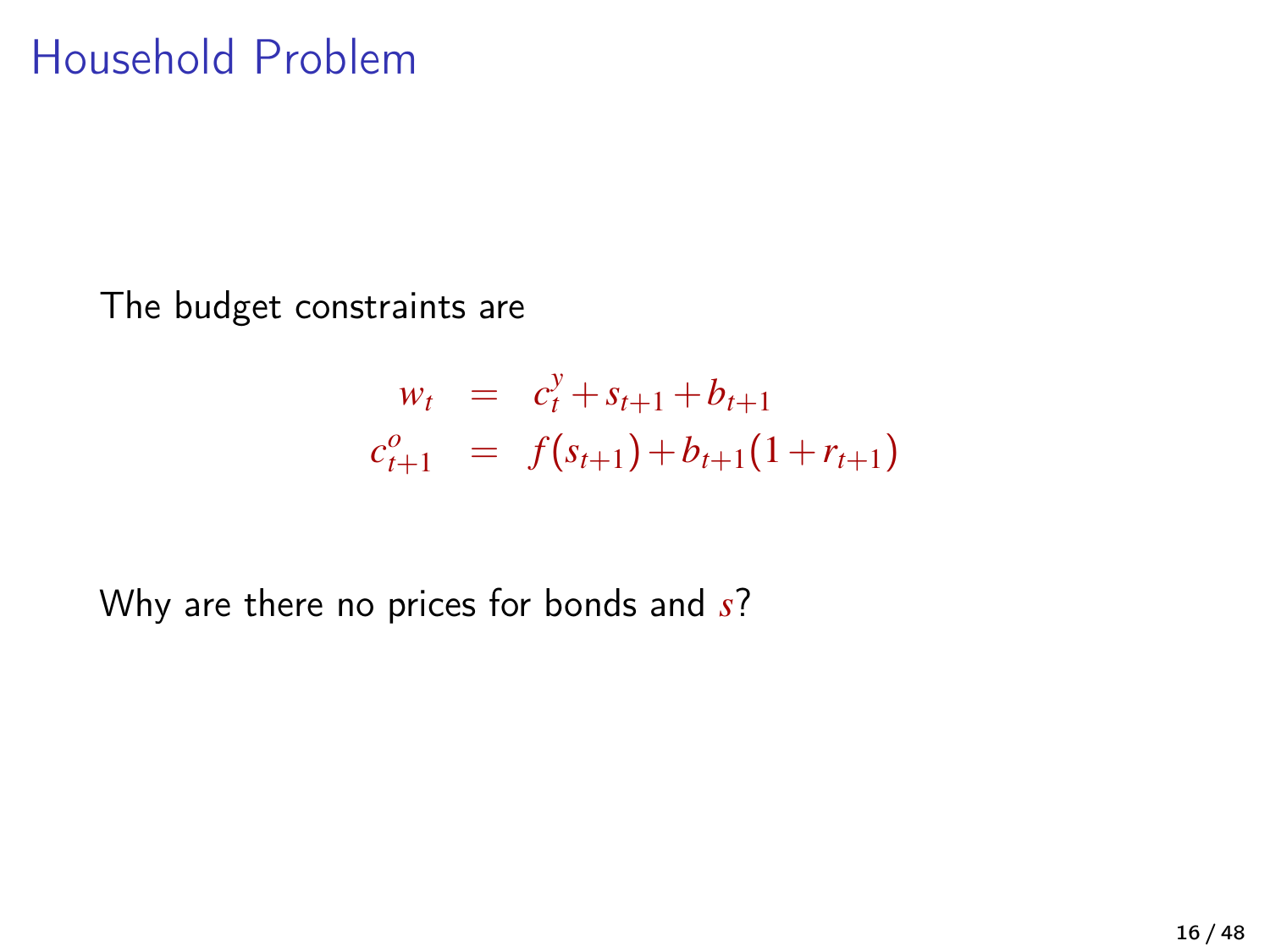# Household Problem

The budget constraints are

$$
\begin{aligned}
w_t &= c_t^y + s_{t+1} + b_{t+1} \\
c_{t+1}^o &= f(s_{t+1}) + b_{t+1}(1 + r_{t+1})
\end{aligned}
$$

Why are there no prices for bonds and $s$?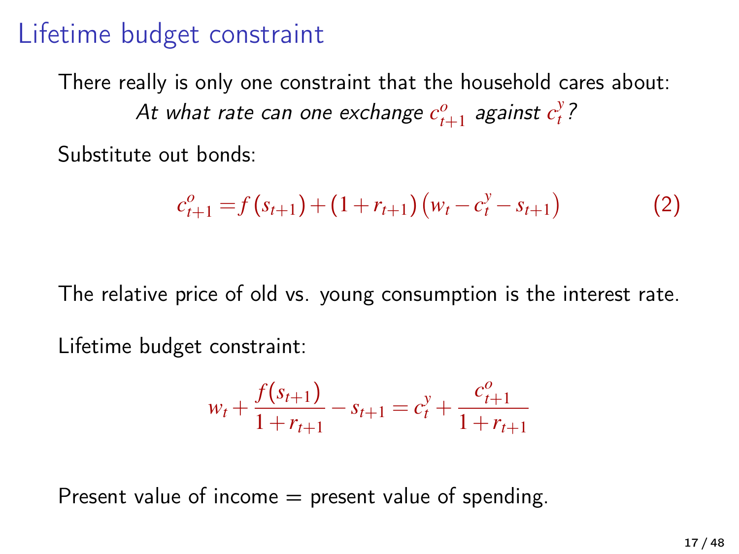# Lifetime budget constraint

There really is only one constraint that the household cares about:

*At what rate can one exchange $c^o_{t+1}$ against $c^y_t$?*

Substitute out bonds:

$$c^o_{t+1} = f(s_{t+1}) + (1 + r_{t+1})(w_t - c^y_t - s_{t+1}) \tag{2}$$

The relative price of old vs. young consumption is the interest rate.

Lifetime budget constraint:

$$w_t + \frac{f(s_{t+1})}{1 + r_{t+1}} - s_{t+1} = c^y_t + \frac{c^o_{t+1}}{1 + r_{t+1}}$$

Present value of income = present value of spending.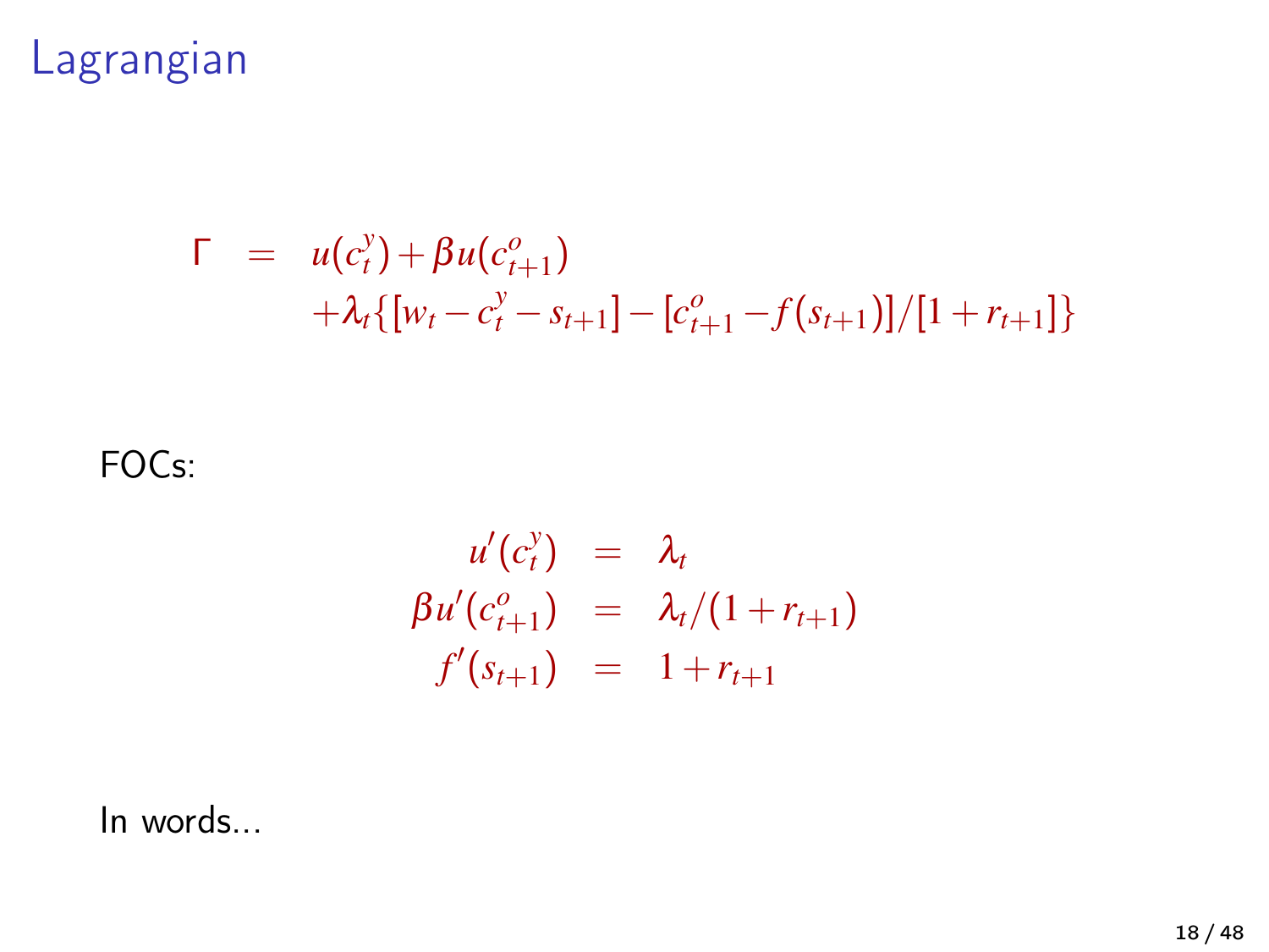# Lagrangian

$$
\begin{aligned}
\Gamma &= u(c_t^y) + \beta u(c_{t+1}^o) \\
&\quad + \lambda_t \{[w_t - c_t^y - s_{t+1}] - [c_{t+1}^o - f(s_{t+1})]/[1 + r_{t+1}]\}
\end{aligned}
$$

FOCs:

$$
\begin{aligned}
u'(c_t^y) &= \lambda_t \\
\beta u'(c_{t+1}^o) &= \lambda_t/(1 + r_{t+1}) \\
f'(s_{t+1}) &= 1 + r_{t+1}
\end{aligned}
$$

In words...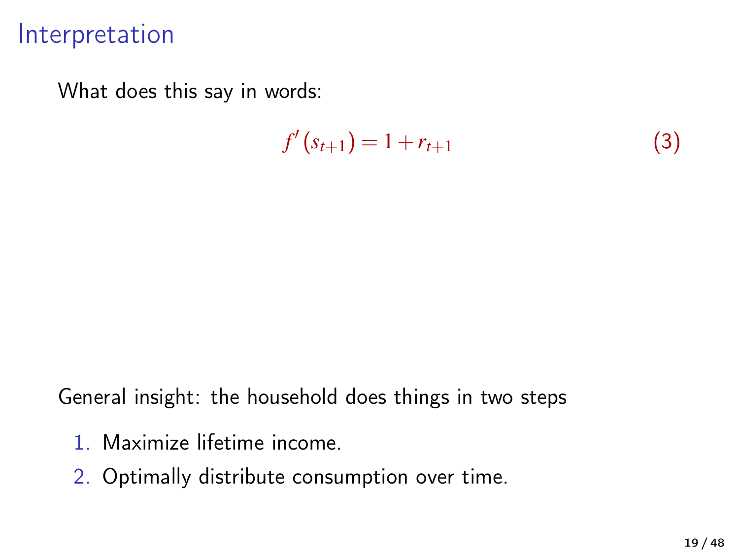# Interpretation

What does this say in words:

$$f'(s_{t+1}) = 1 + r_{t+1} \tag{3}$$

General insight: the household does things in two steps

1. Maximize lifetime income.
2. Optimally distribute consumption over time.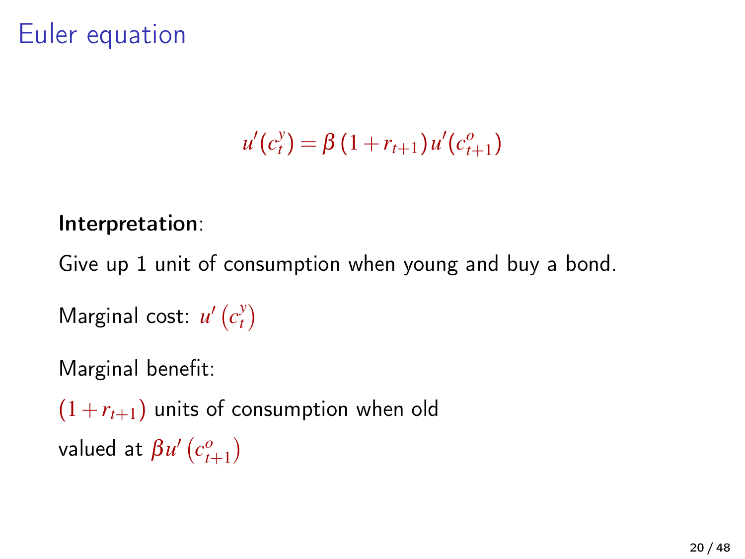# Euler equation

$$u'(c_t^y) = \beta\,(1 + r_{t+1})\,u'(c_{t+1}^o)$$

**Interpretation**:

Give up 1 unit of consumption when young and buy a bond.

Marginal cost: $u'\left(c_t^y\right)$

Marginal benefit:

$(1 + r_{t+1})$ units of consumption when old

valued at $\beta u'\left(c_{t+1}^o\right)$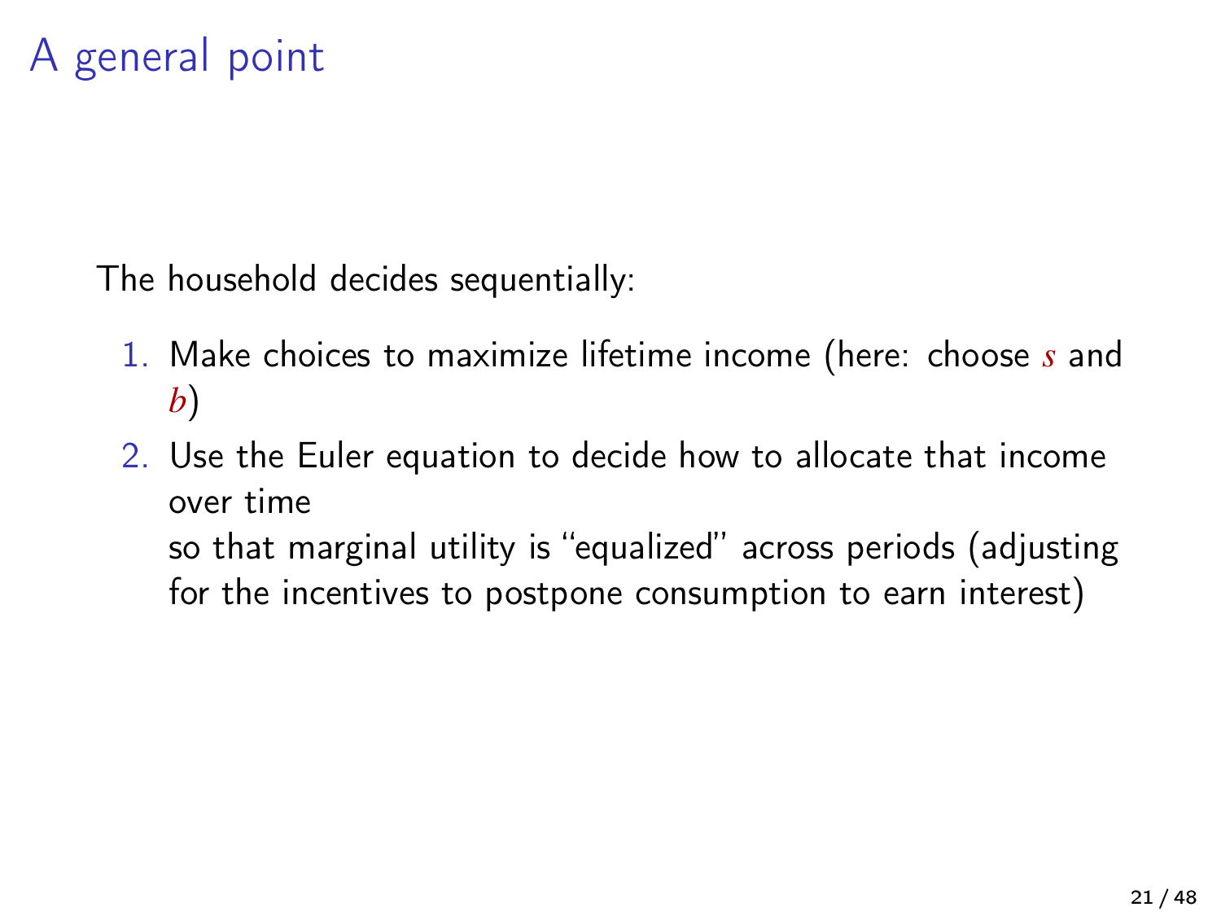# A general point

The household decides sequentially:

1. Make choices to maximize lifetime income (here: choose $s$ and $b$)
2. Use the Euler equation to decide how to allocate that income over time
   so that marginal utility is "equalized" across periods (adjusting for the incentives to postpone consumption to earn interest)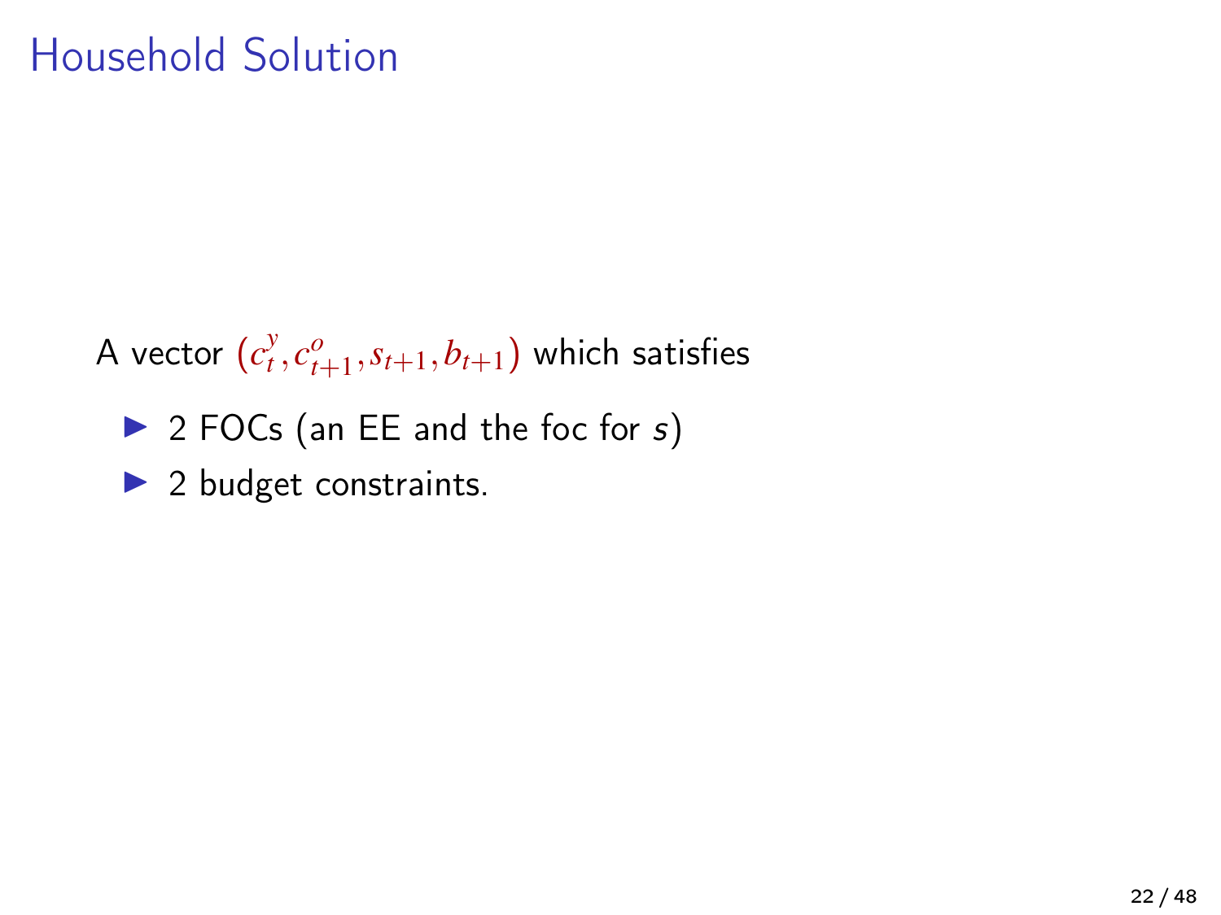# Household Solution

A vector $(c_t^y, c_{t+1}^o, s_{t+1}, b_{t+1})$ which satisfies

- 2 FOCs (an EE and the foc for $s$)
- 2 budget constraints.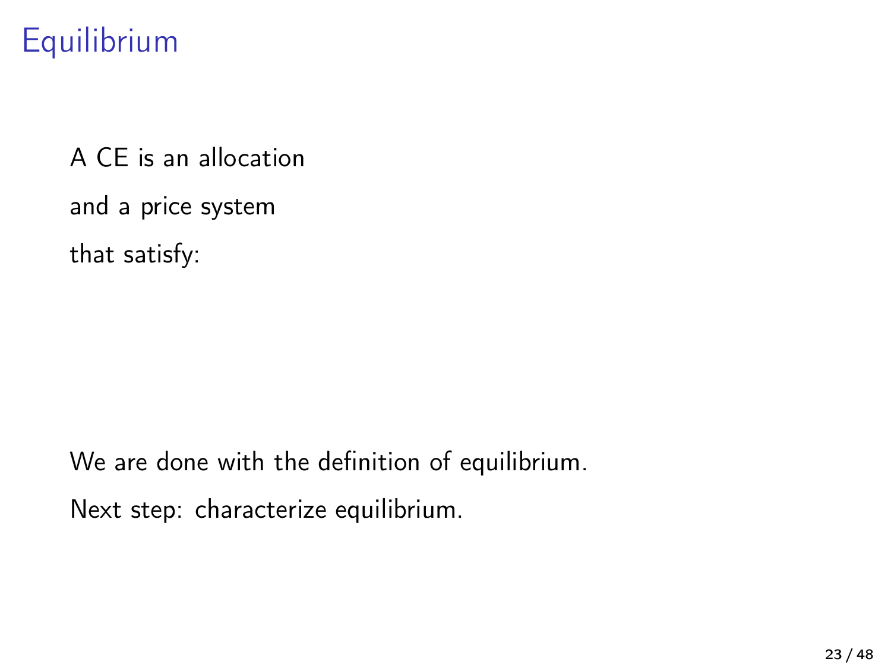# Equilibrium

A CE is an allocation

and a price system

that satisfy:

We are done with the definition of equilibrium.

Next step: characterize equilibrium.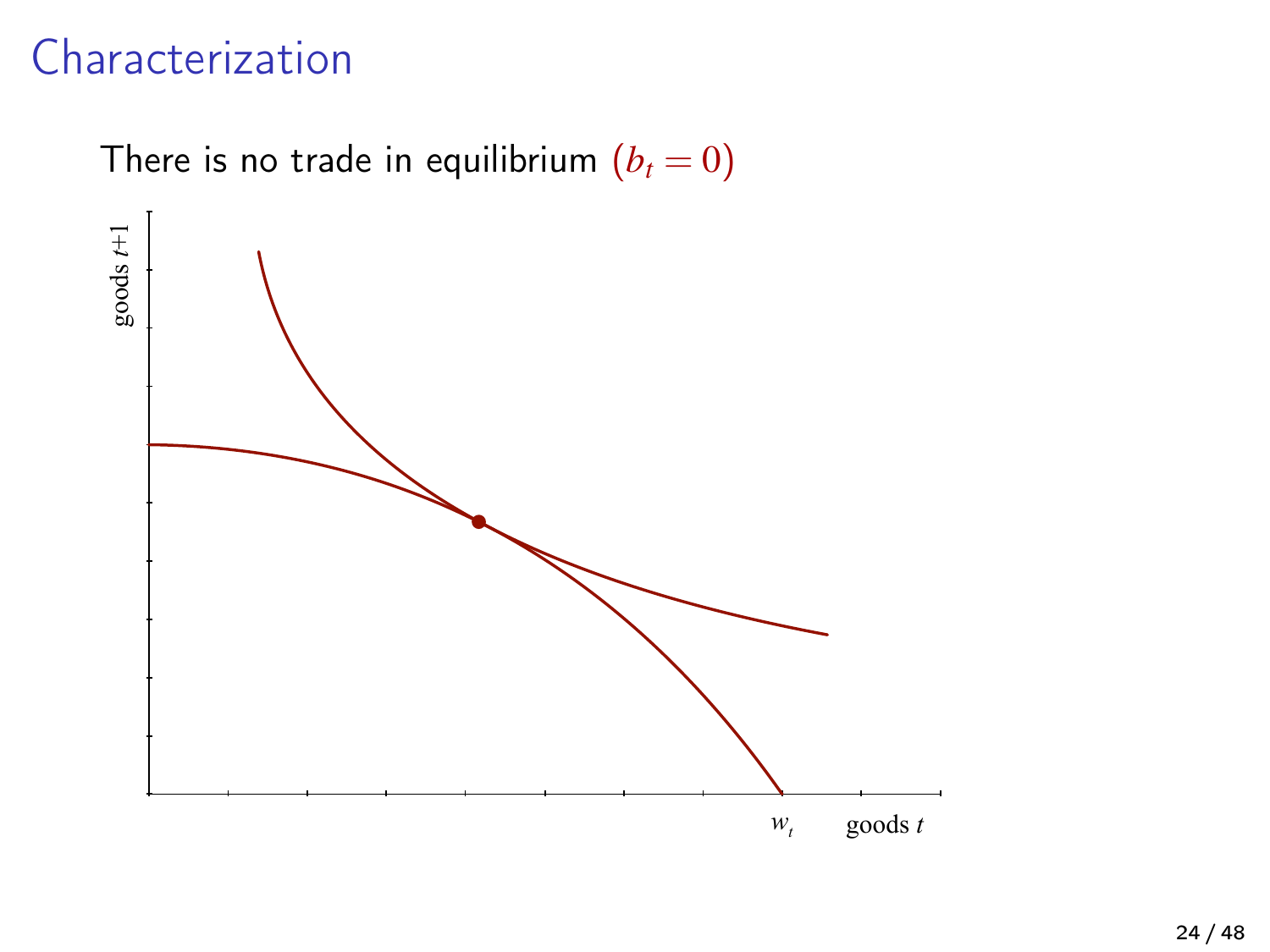# Characterization

There is no trade in equilibrium $(b_t = 0)$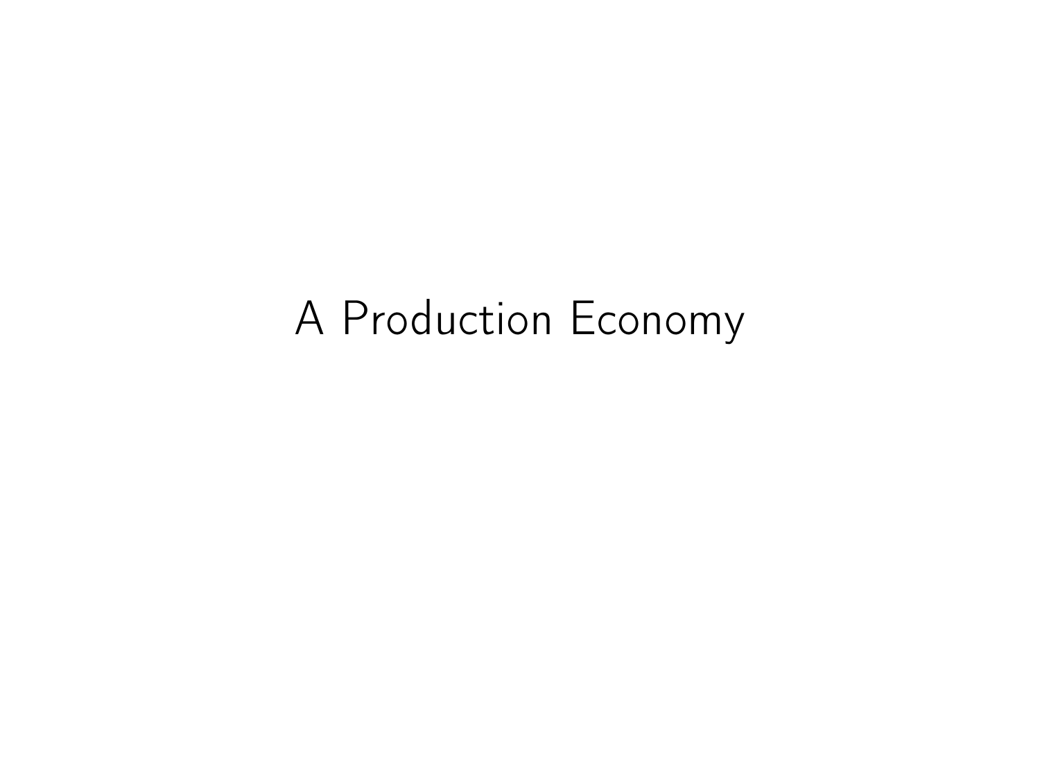# A Production Economy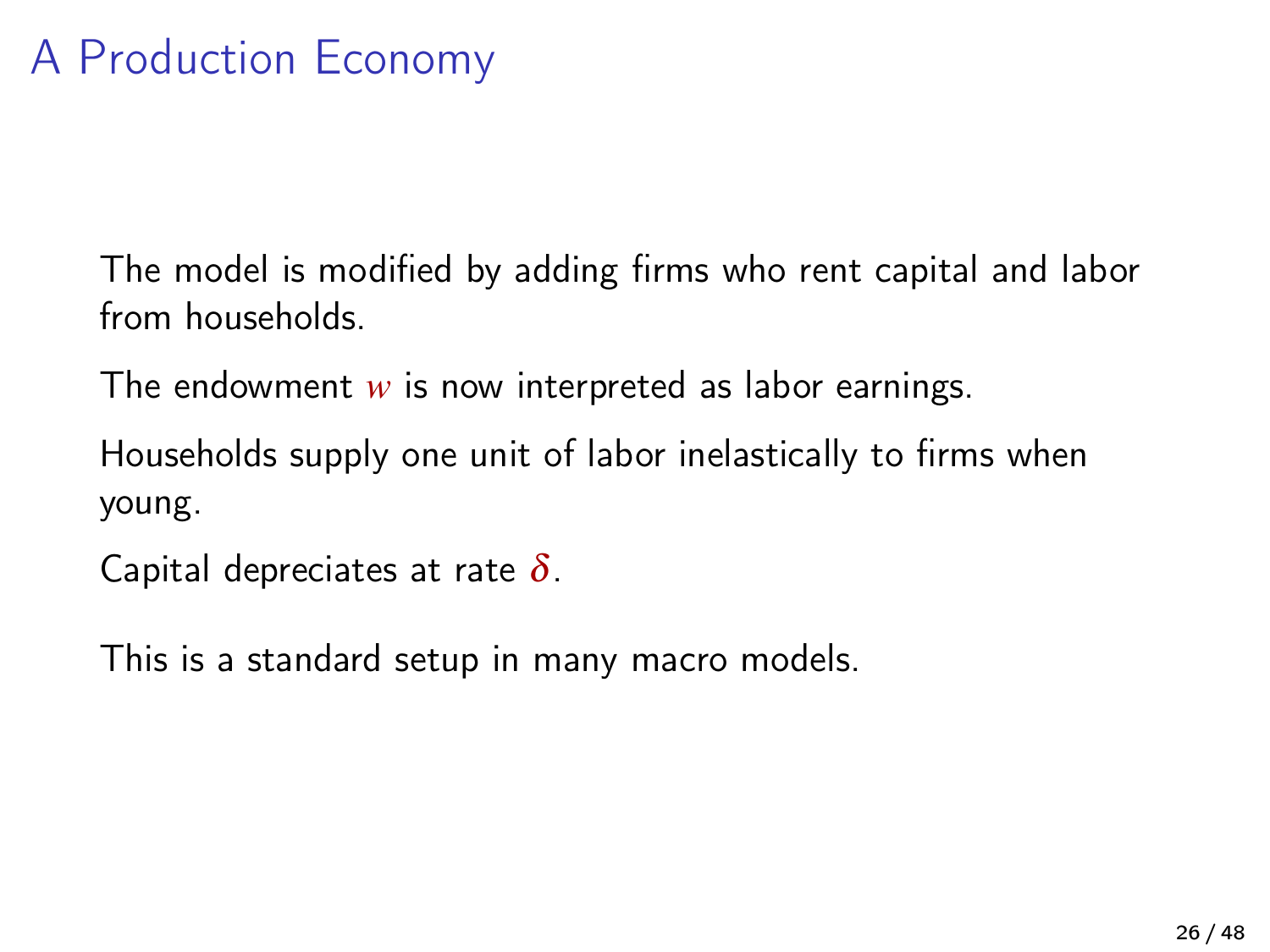# A Production Economy

The model is modified by adding firms who rent capital and labor from households.

The endowment $w$ is now interpreted as labor earnings.

Households supply one unit of labor inelastically to firms when young.

Capital depreciates at rate $\delta$.

This is a standard setup in many macro models.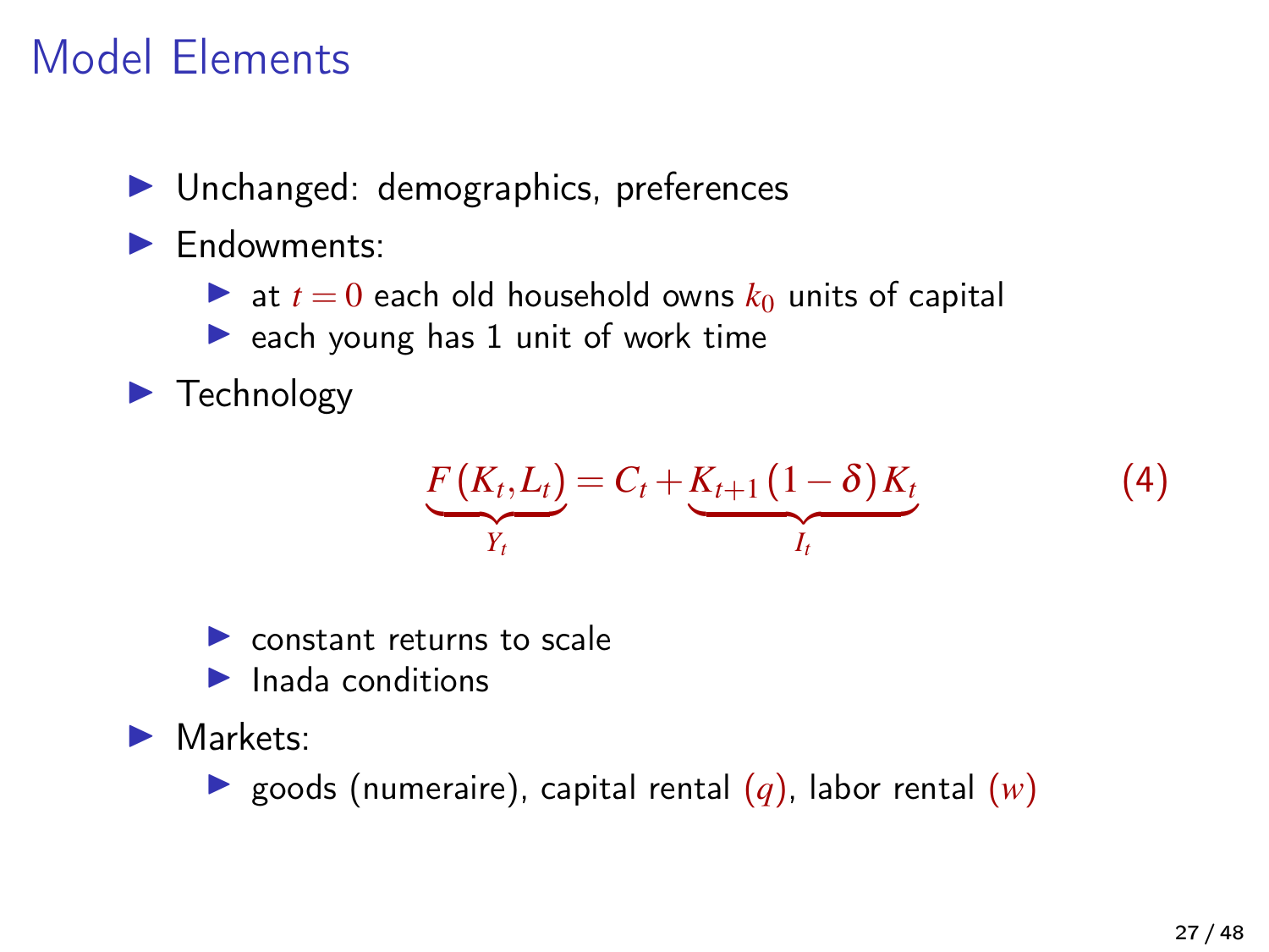# Model Elements

- Unchanged: demographics, preferences
- Endowments:
  - at $t = 0$ each old household owns $k_0$ units of capital
  - each young has 1 unit of work time
- Technology

$$\underbrace{F(K_t, L_t)}_{Y_t} = C_t + \underbrace{K_{t+1}(1-\delta)K_t}_{I_t} \tag{4}$$

  - constant returns to scale
  - Inada conditions
- Markets:
  - goods (numeraire), capital rental $(q)$, labor rental $(w)$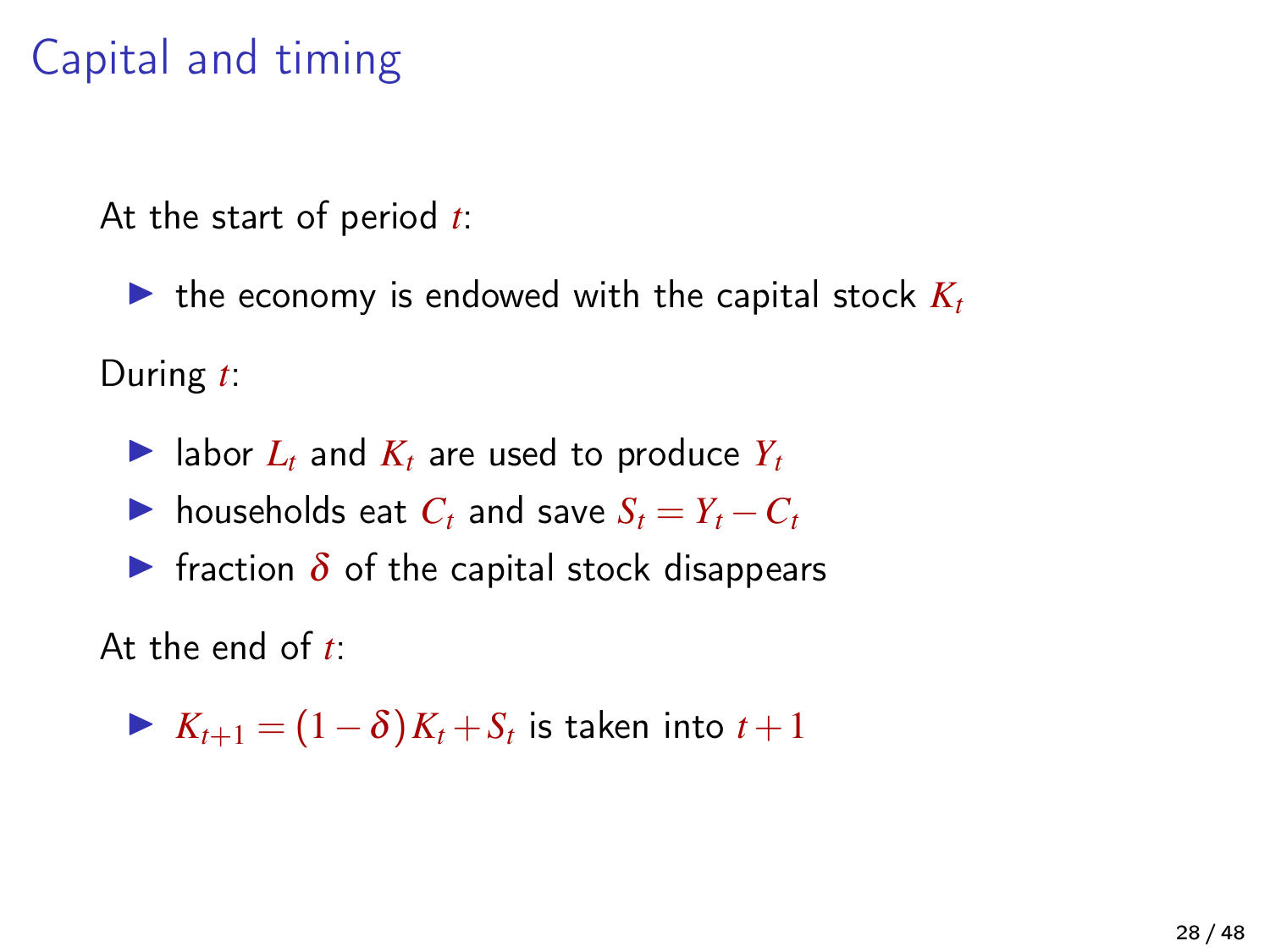# Capital and timing

At the start of period $t$:

- the economy is endowed with the capital stock $K_t$

During $t$:

- labor $L_t$ and $K_t$ are used to produce $Y_t$
- households eat $C_t$ and save $S_t = Y_t - C_t$
- fraction $\delta$ of the capital stock disappears

At the end of $t$:

- $K_{t+1} = (1-\delta)K_t + S_t$ is taken into $t+1$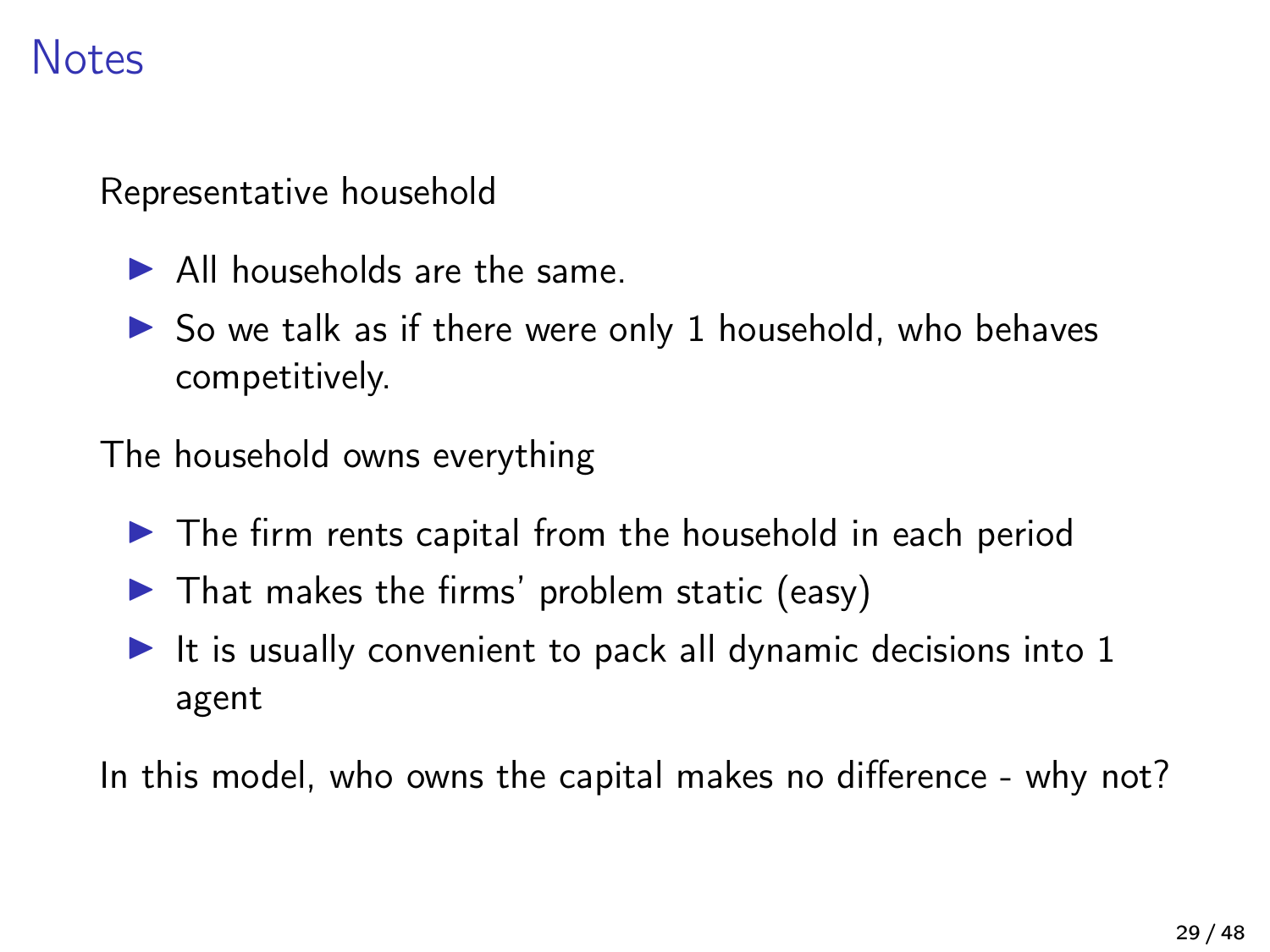# Notes

Representative household

- All households are the same.
- So we talk as if there were only 1 household, who behaves competitively.

The household owns everything

- The firm rents capital from the household in each period
- That makes the firms' problem static (easy)
- It is usually convenient to pack all dynamic decisions into 1 agent

In this model, who owns the capital makes no difference - why not?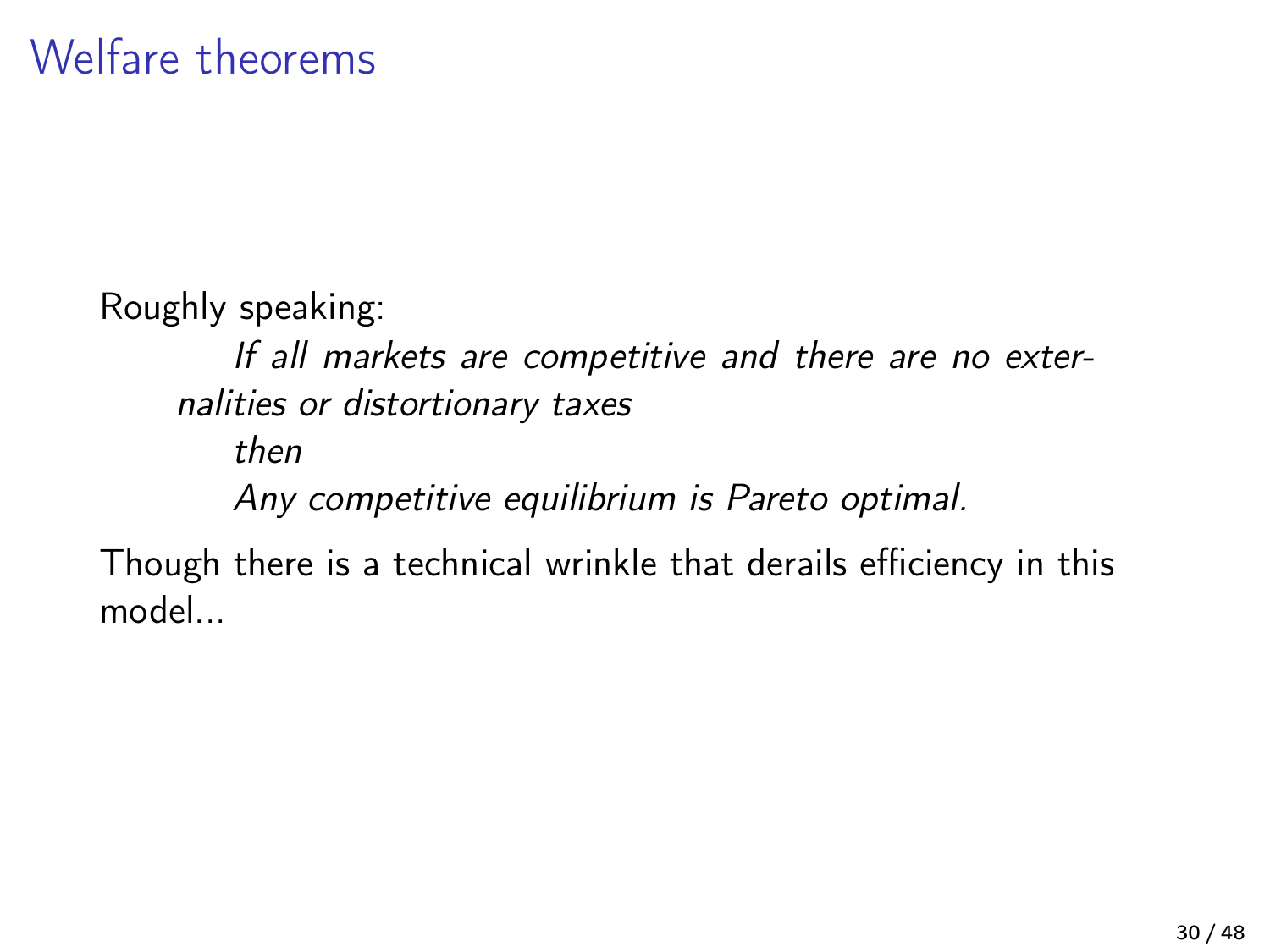# Welfare theorems

Roughly speaking:

> *If all markets are competitive and there are no externalities or distortionary taxes*
>
> *then*
>
> *Any competitive equilibrium is Pareto optimal.*

Though there is a technical wrinkle that derails efficiency in this model...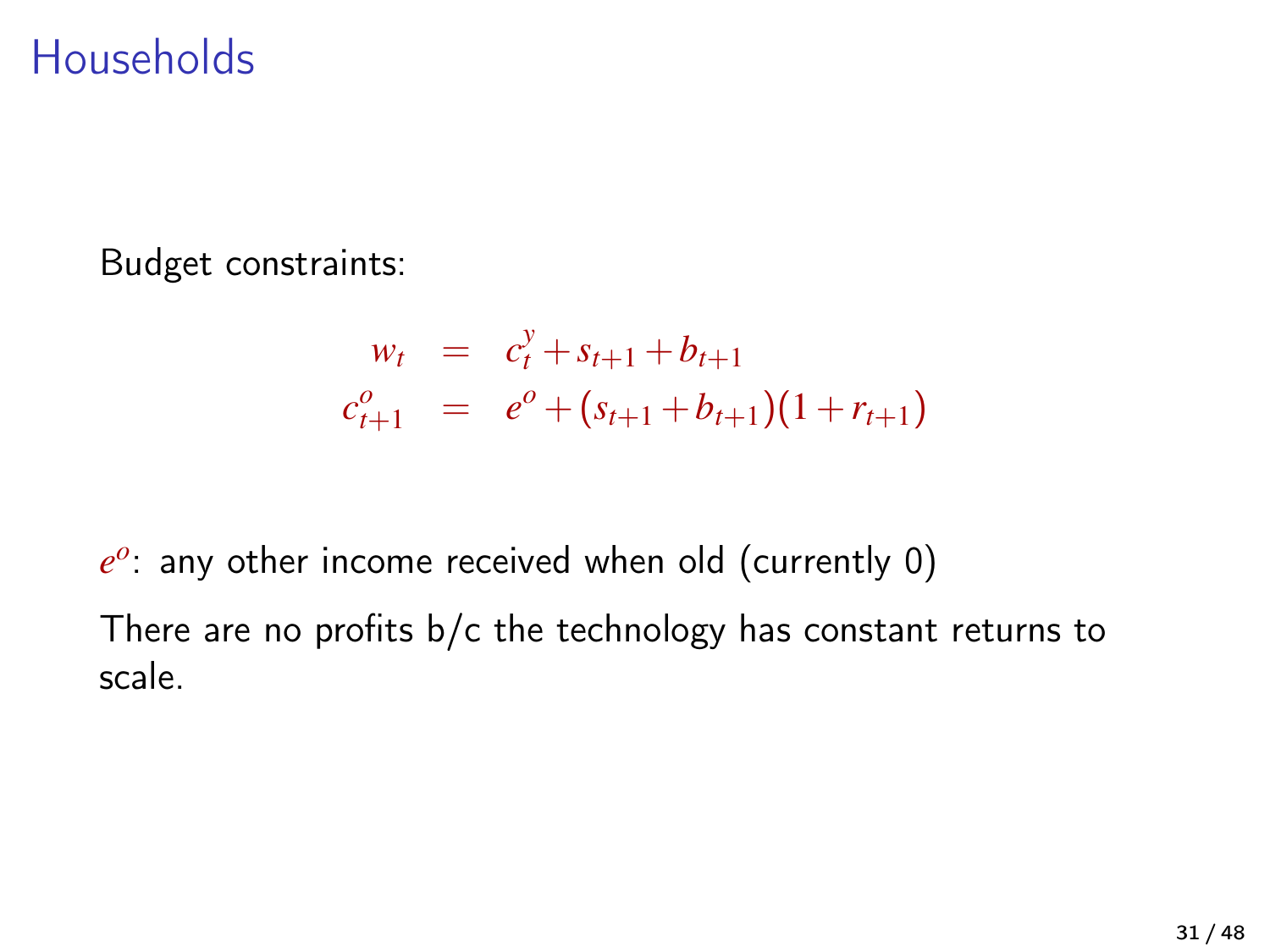# Households

Budget constraints:

$$
\begin{aligned}
w_t &= c_t^y + s_{t+1} + b_{t+1} \\
c_{t+1}^o &= e^o + (s_{t+1} + b_{t+1})(1 + r_{t+1})
\end{aligned}
$$

$e^o$: any other income received when old (currently 0)

There are no profits b/c the technology has constant returns to scale.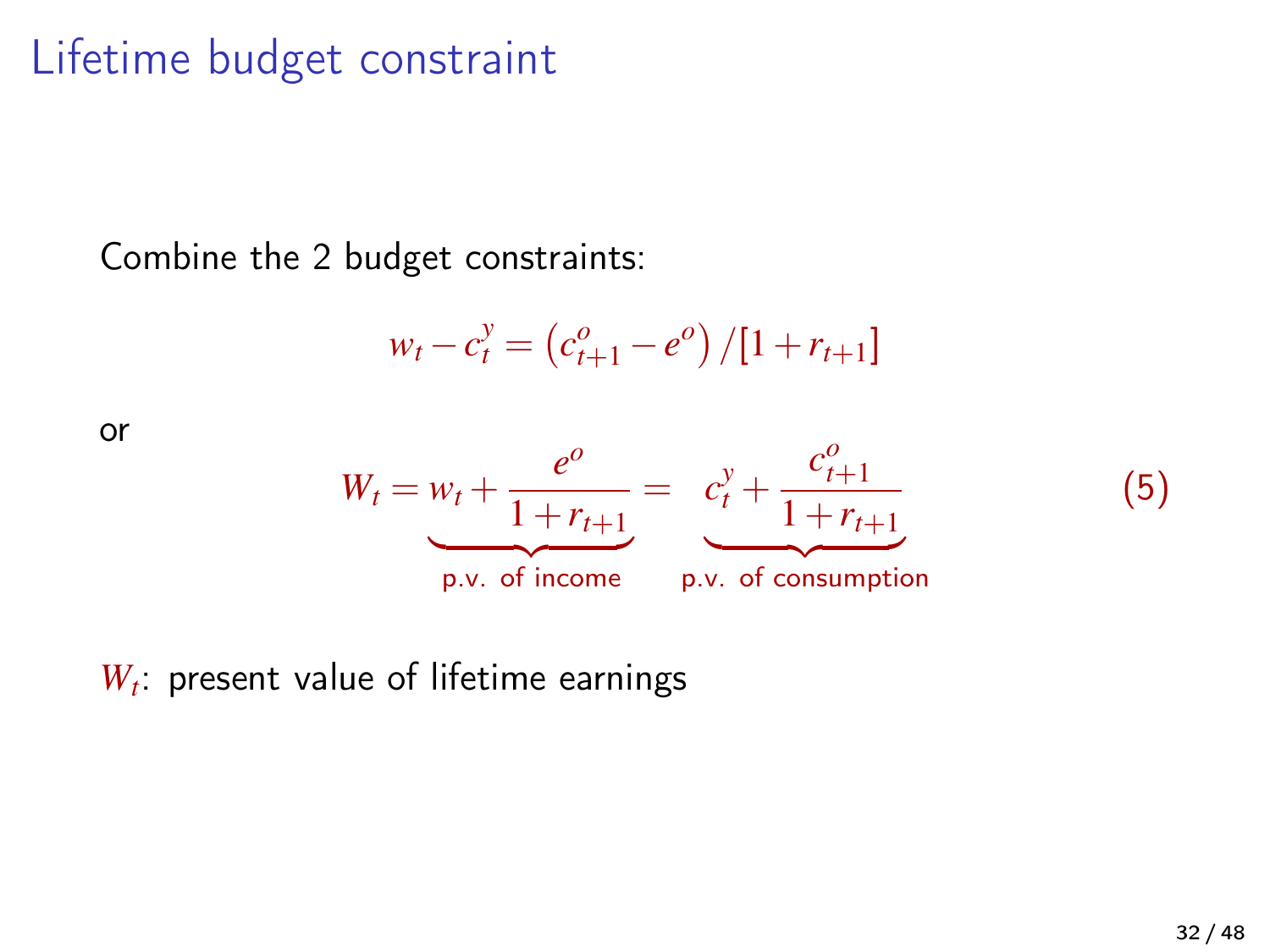# Lifetime budget constraint

Combine the 2 budget constraints:

$$w_t - c_t^y = \left(c_{t+1}^o - e^o\right)/[1 + r_{t+1}]$$

or

$$W_t = \underbrace{w_t + \frac{e^o}{1 + r_{t+1}}}_{\text{p.v. of income}} = \underbrace{c_t^y + \frac{c_{t+1}^o}{1 + r_{t+1}}}_{\text{p.v. of consumption}} \tag{5}$$

$W_t$: present value of lifetime earnings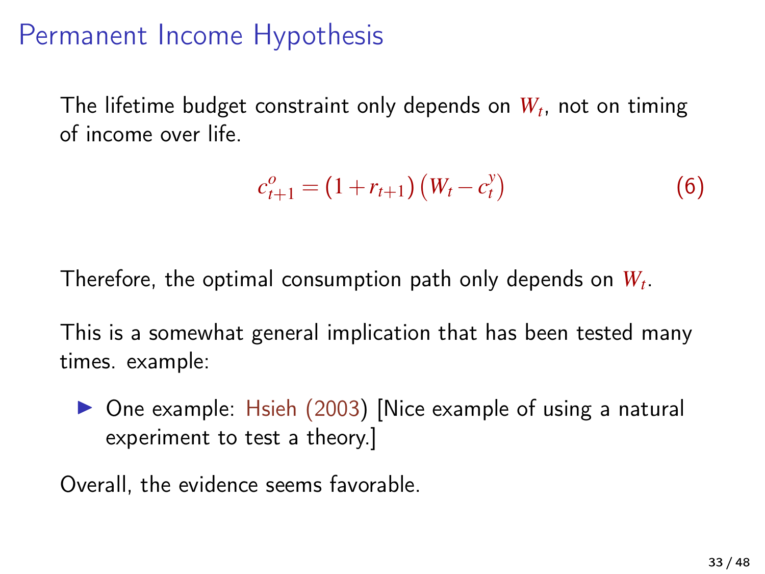# Permanent Income Hypothesis

The lifetime budget constraint only depends on $W_t$, not on timing of income over life.

$$c_{t+1}^{o} = (1 + r_{t+1})\left(W_t - c_t^{y}\right) \tag{6}$$

Therefore, the optimal consumption path only depends on $W_t$.

This is a somewhat general implication that has been tested many times. example:

- One example: Hsieh (2003) [Nice example of using a natural experiment to test a theory.]

Overall, the evidence seems favorable.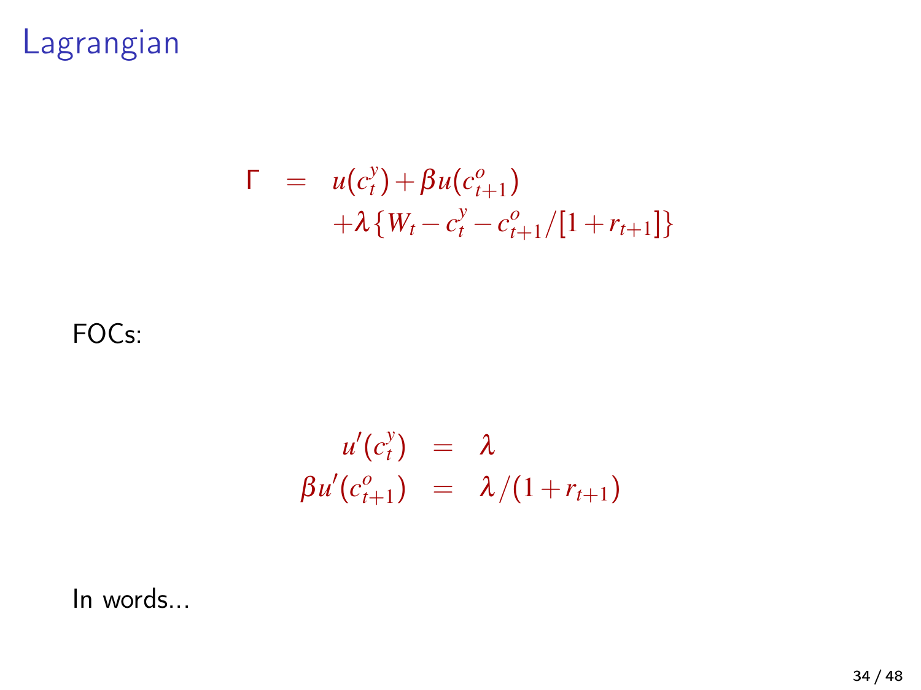# Lagrangian

$$
\begin{aligned}
\Gamma &= u(c_t^y) + \beta u(c_{t+1}^o) \\
&\quad + \lambda\{W_t - c_t^y - c_{t+1}^o/[1 + r_{t+1}]\}
\end{aligned}
$$

FOCs:

$$
\begin{aligned}
u'(c_t^y) &= \lambda \\
\beta u'(c_{t+1}^o) &= \lambda/(1 + r_{t+1})
\end{aligned}
$$

In words...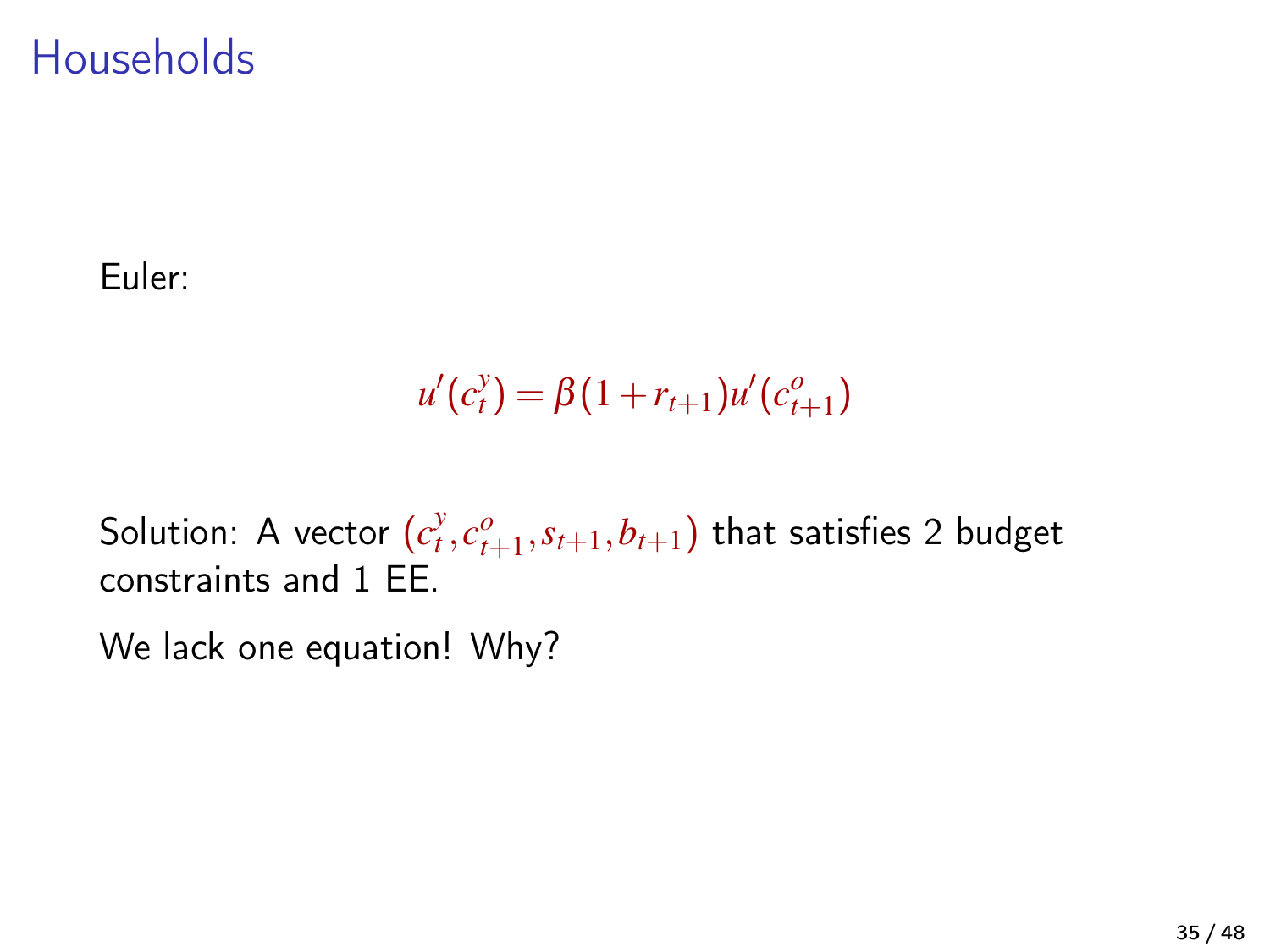# Households

Euler:

$$u'(c_t^y) = \beta(1 + r_{t+1})u'(c_{t+1}^o)$$

Solution: A vector $(c_t^y, c_{t+1}^o, s_{t+1}, b_{t+1})$ that satisfies 2 budget constraints and 1 EE.

We lack one equation! Why?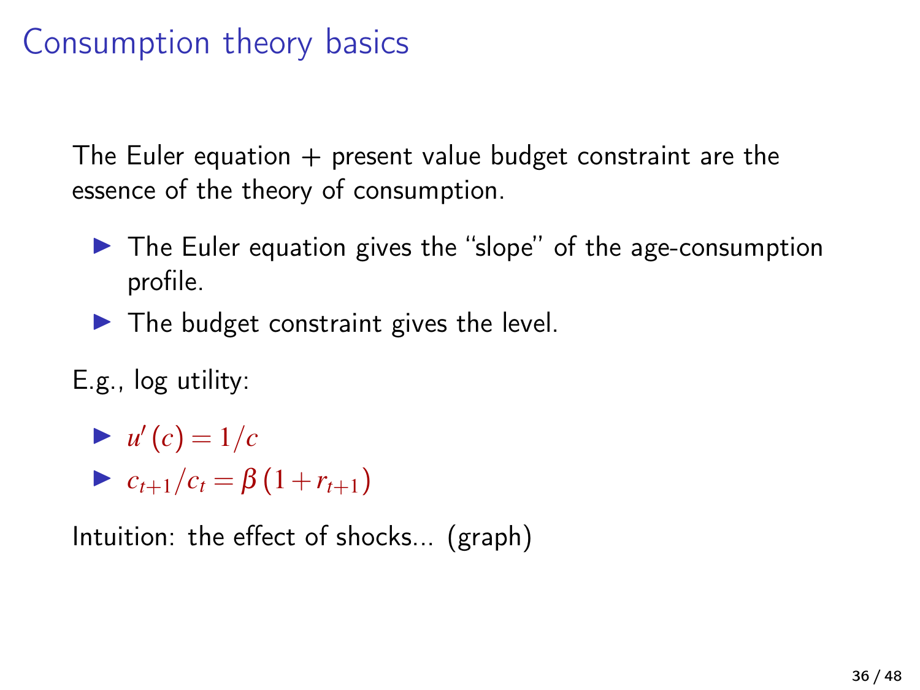# Consumption theory basics

The Euler equation + present value budget constraint are the essence of the theory of consumption.

- The Euler equation gives the "slope" of the age-consumption profile.
- The budget constraint gives the level.

E.g., log utility:

- $u'(c) = 1/c$
- $c_{t+1}/c_t = \beta(1 + r_{t+1})$

Intuition: the effect of shocks... (graph)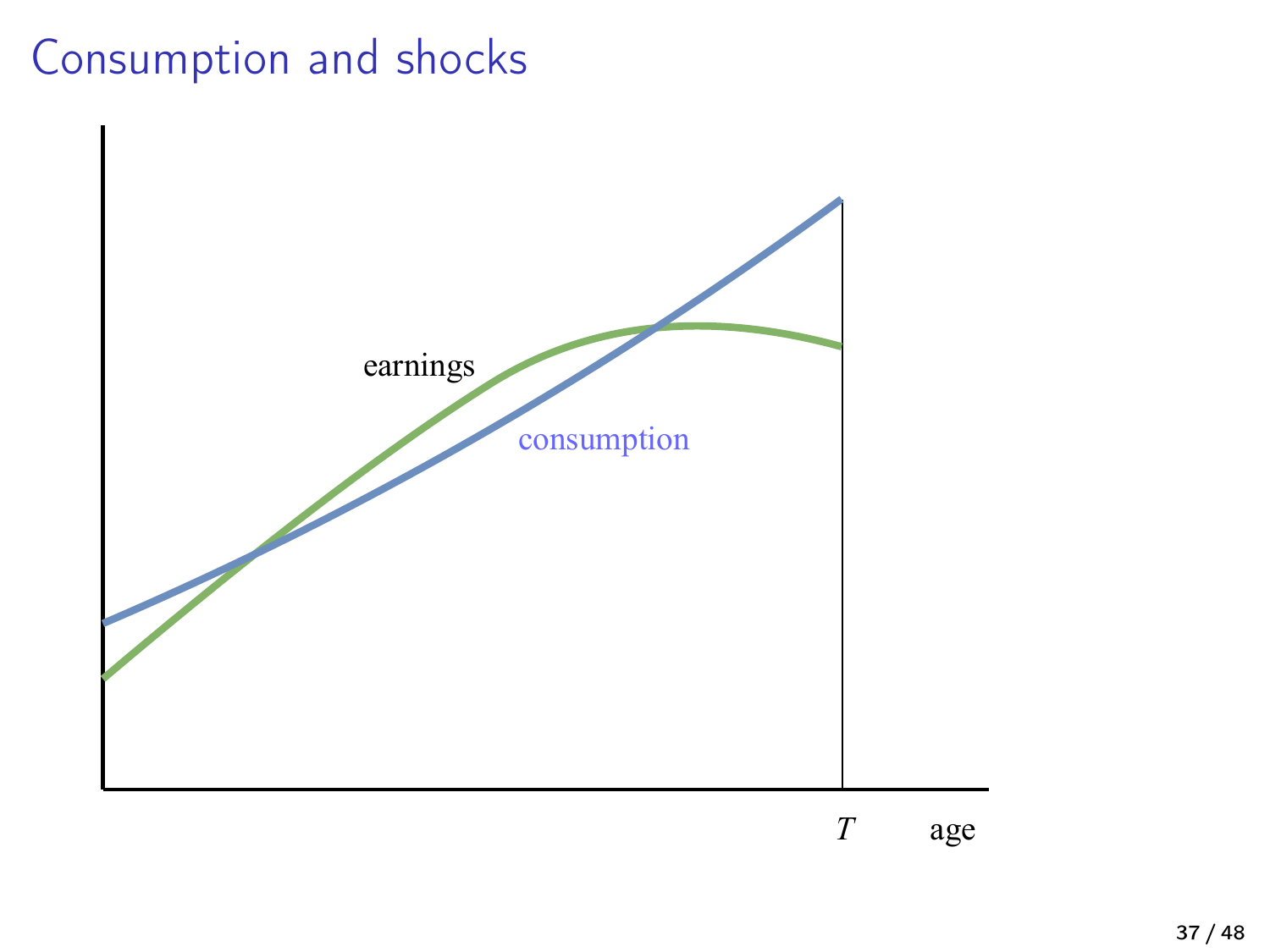# Consumption and shocks

earnings

consumption

$T$ age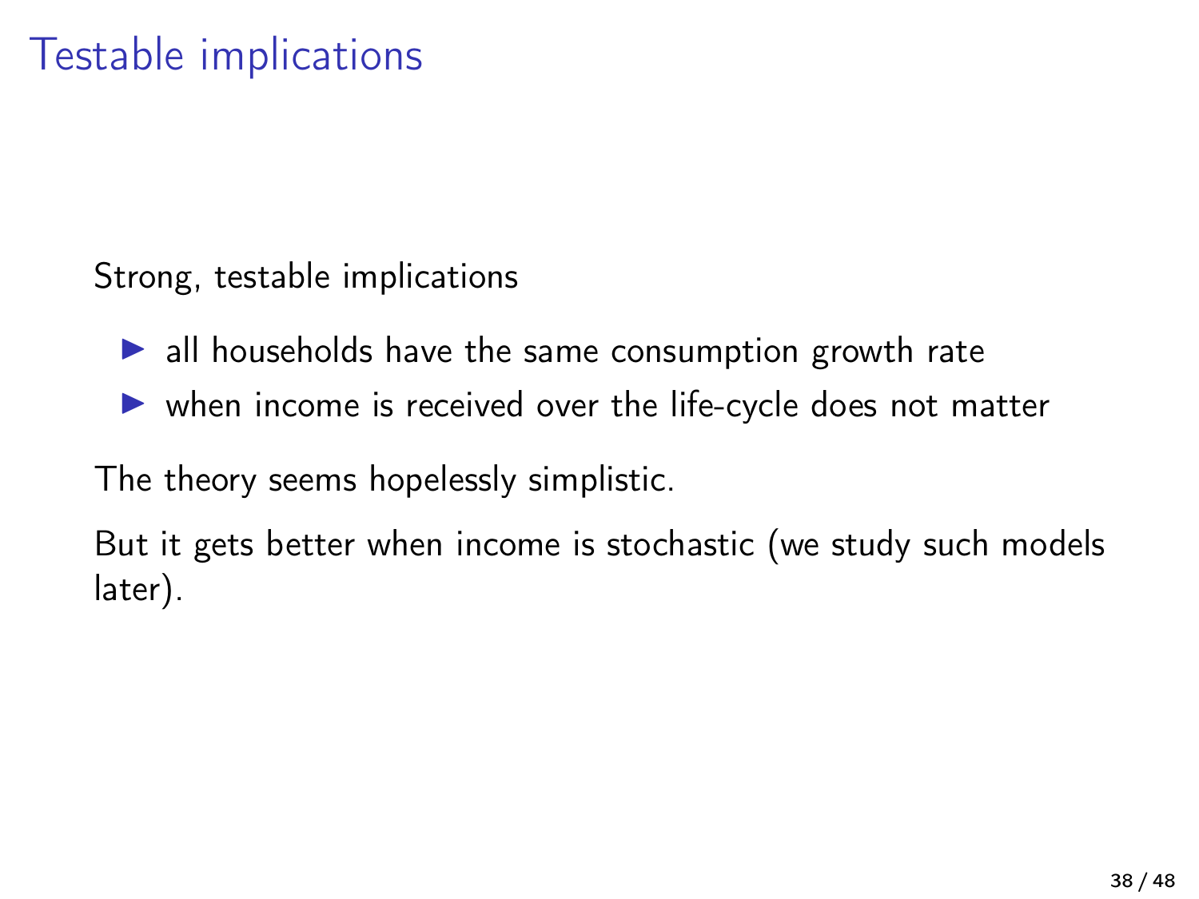# Testable implications

Strong, testable implications

- all households have the same consumption growth rate
- when income is received over the life-cycle does not matter

The theory seems hopelessly simplistic.

But it gets better when income is stochastic (we study such models later).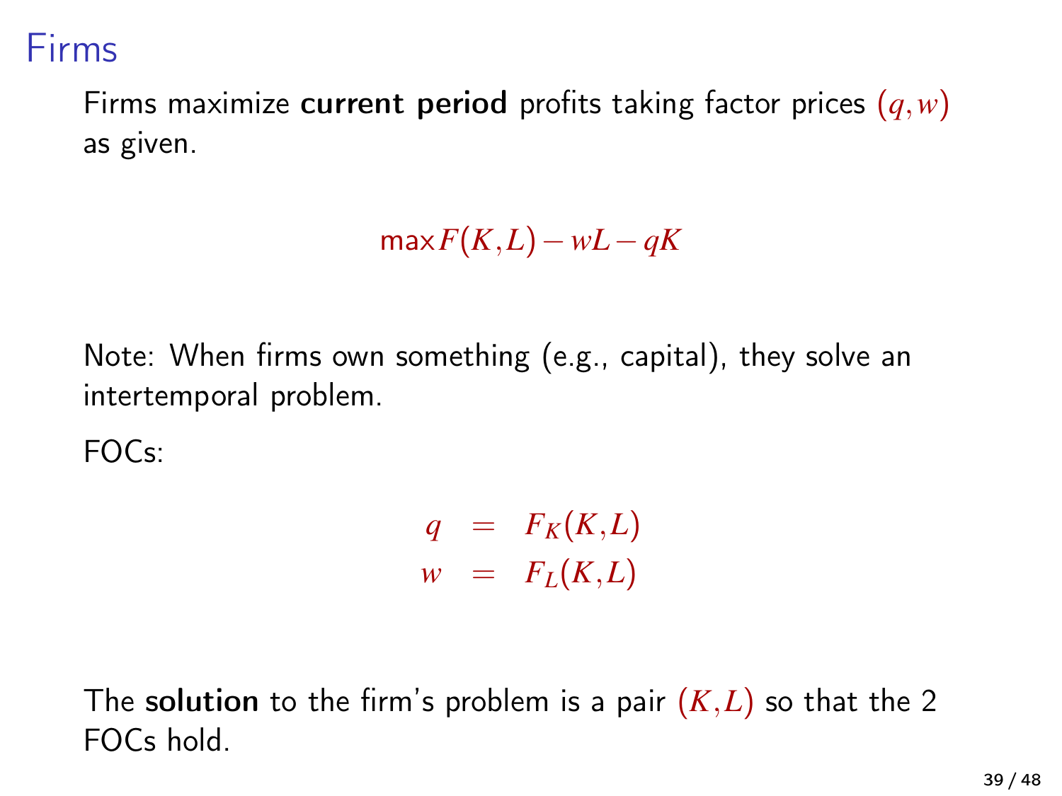# Firms

Firms maximize **current period** profits taking factor prices $(q, w)$ as given.

$$\max F(K, L) - wL - qK$$

Note: When firms own something (e.g., capital), they solve an intertemporal problem.

FOCs:

$$\begin{aligned} q &= F_K(K, L) \\ w &= F_L(K, L) \end{aligned}$$

The **solution** to the firm's problem is a pair $(K, L)$ so that the 2 FOCs hold.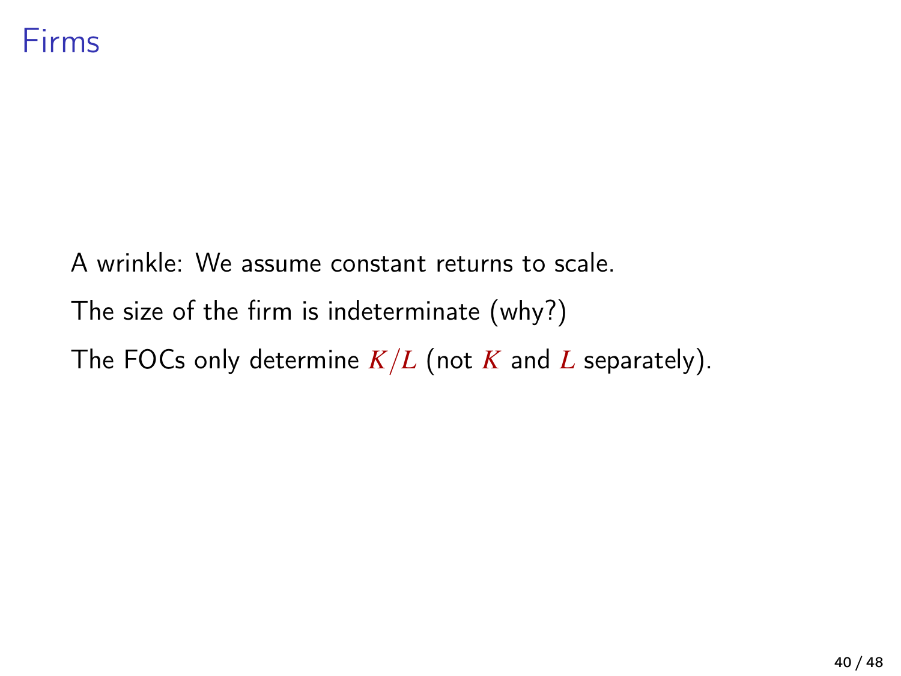# Firms

A wrinkle: We assume constant returns to scale.

The size of the firm is indeterminate (why?)

The FOCs only determine $K/L$ (not $K$ and $L$ separately).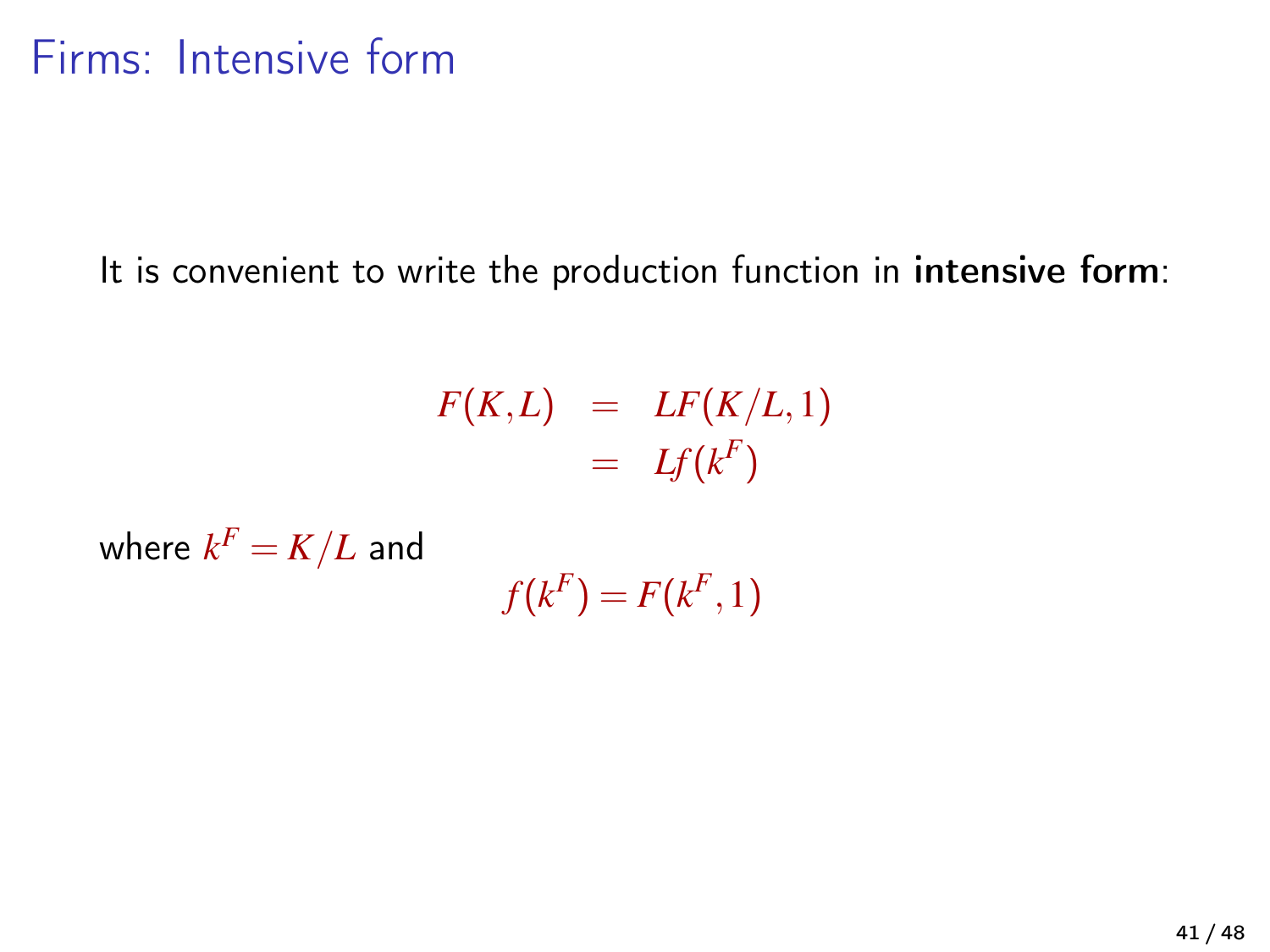# Firms: Intensive form

It is convenient to write the production function in **intensive form**:

$$
\begin{aligned}
F(K,L) &= LF(K/L,1) \\
&= Lf(k^F)
\end{aligned}
$$

where $k^F = K/L$ and

$$f(k^F) = F(k^F, 1)$$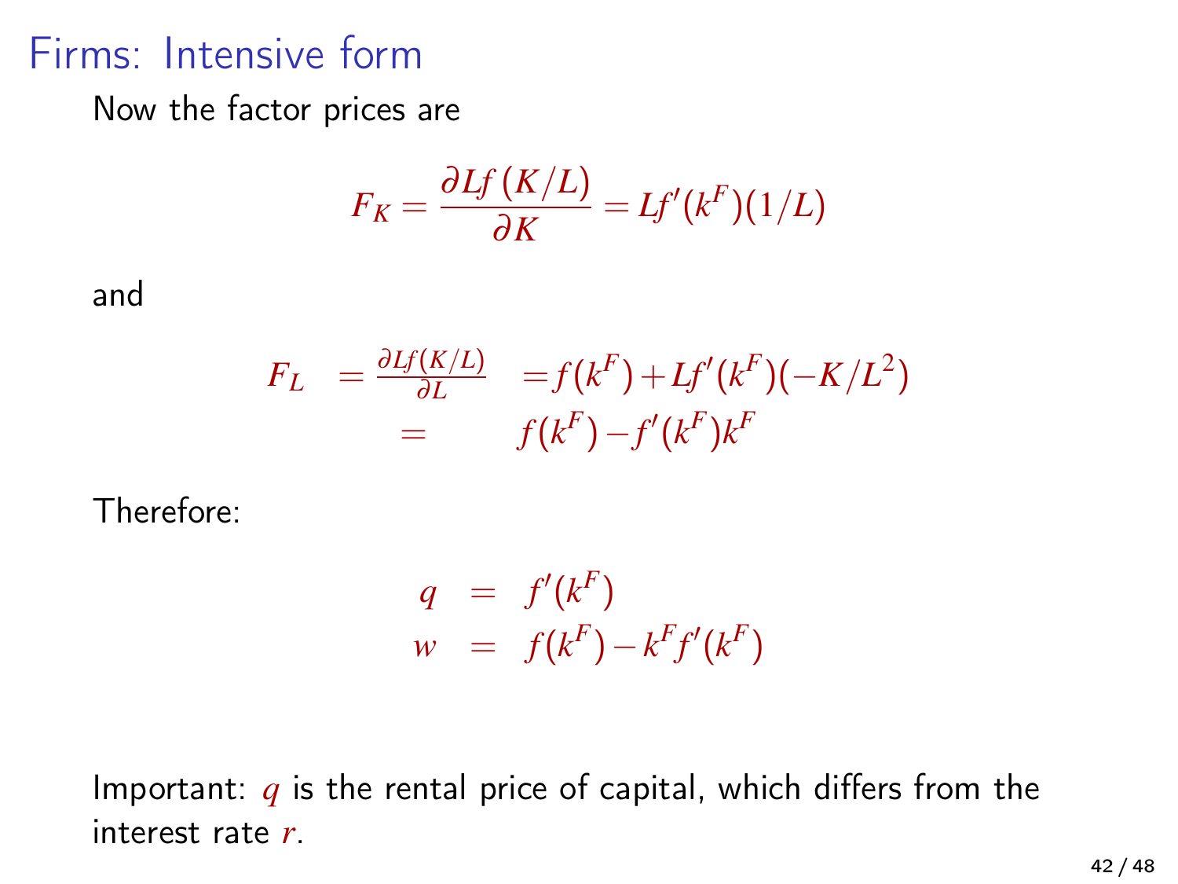# Firms: Intensive form

Now the factor prices are

$$F_K = \frac{\partial Lf(K/L)}{\partial K} = Lf'(k^F)(1/L)$$

and

$$\begin{aligned} F_L &= \frac{\partial Lf(K/L)}{\partial L} = f(k^F) + Lf'(k^F)(-K/L^2) \\ &= f(k^F) - f'(k^F)k^F \end{aligned}$$

Therefore:

$$\begin{aligned} q &= f'(k^F) \\ w &= f(k^F) - k^F f'(k^F) \end{aligned}$$

Important: $q$ is the rental price of capital, which differs from the interest rate $r$.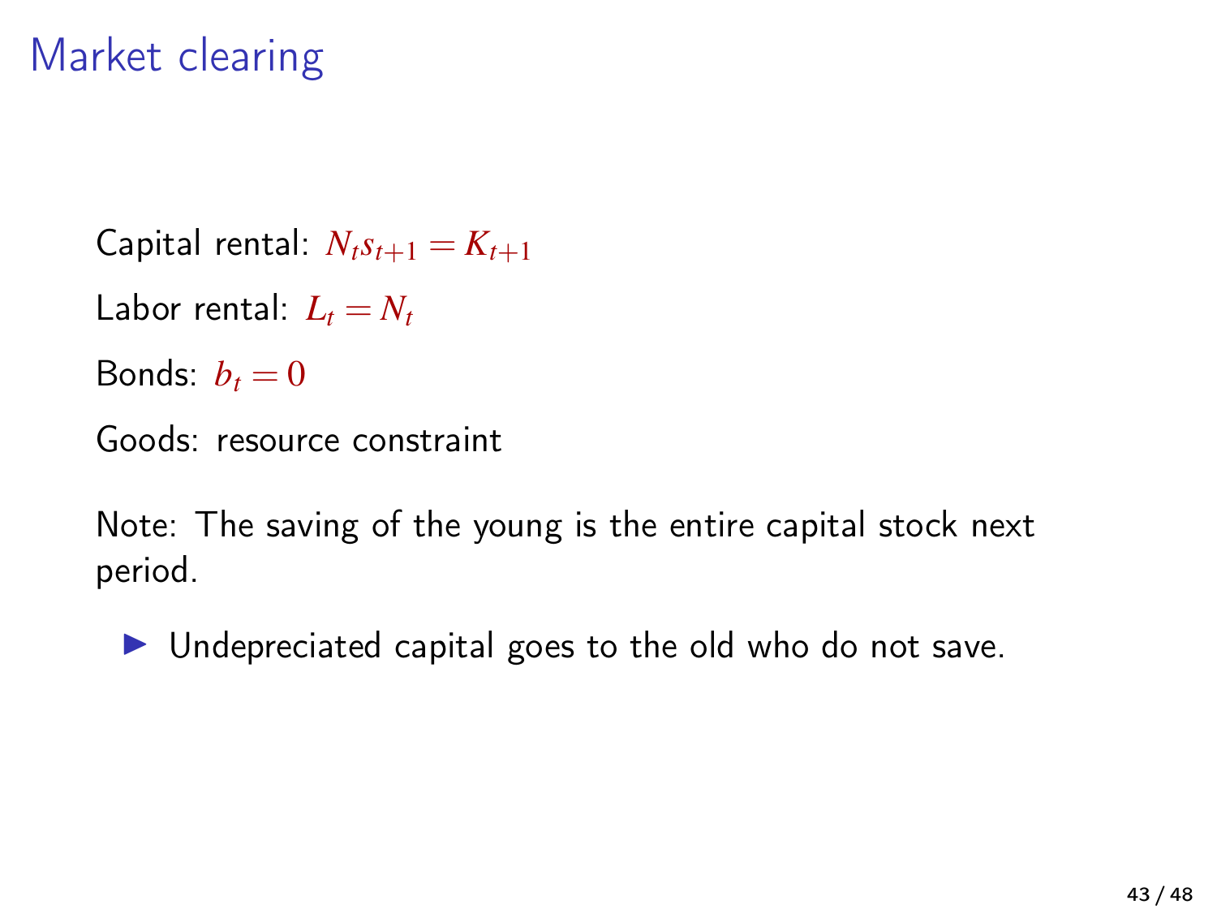# Market clearing

Capital rental: $N_t s_{t+1} = K_{t+1}$

Labor rental: $L_t = N_t$

Bonds: $b_t = 0$

Goods: resource constraint

Note: The saving of the young is the entire capital stock next period.

- Undepreciated capital goes to the old who do not save.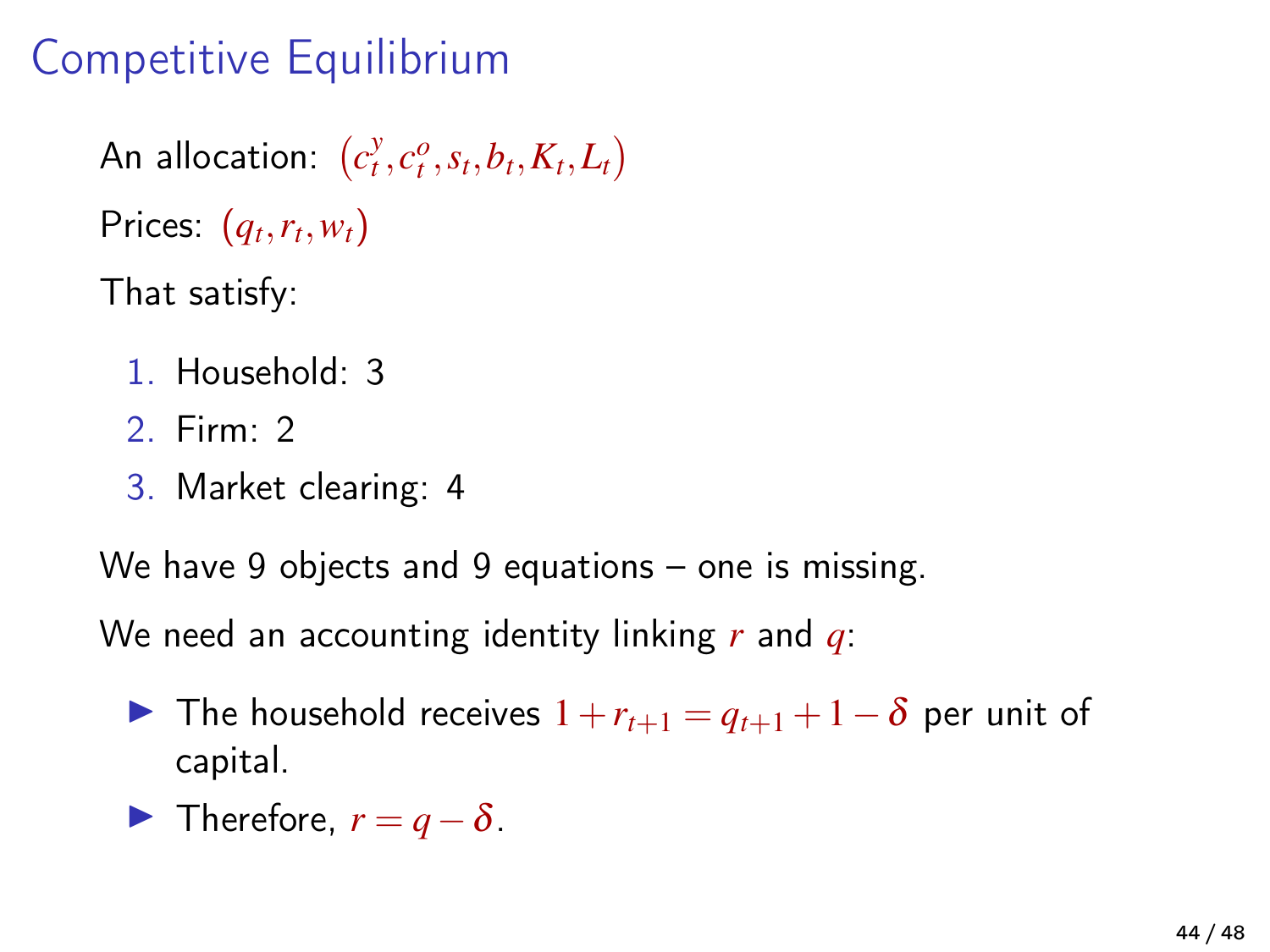# Competitive Equilibrium

An allocation: $(c_t^y, c_t^o, s_t, b_t, K_t, L_t)$

Prices: $(q_t, r_t, w_t)$

That satisfy:

1. Household: 3
2. Firm: 2
3. Market clearing: 4

We have 9 objects and 9 equations – one is missing.

We need an accounting identity linking $r$ and $q$:

- The household receives $1 + r_{t+1} = q_{t+1} + 1 - \delta$ per unit of capital.
- Therefore, $r = q - \delta$.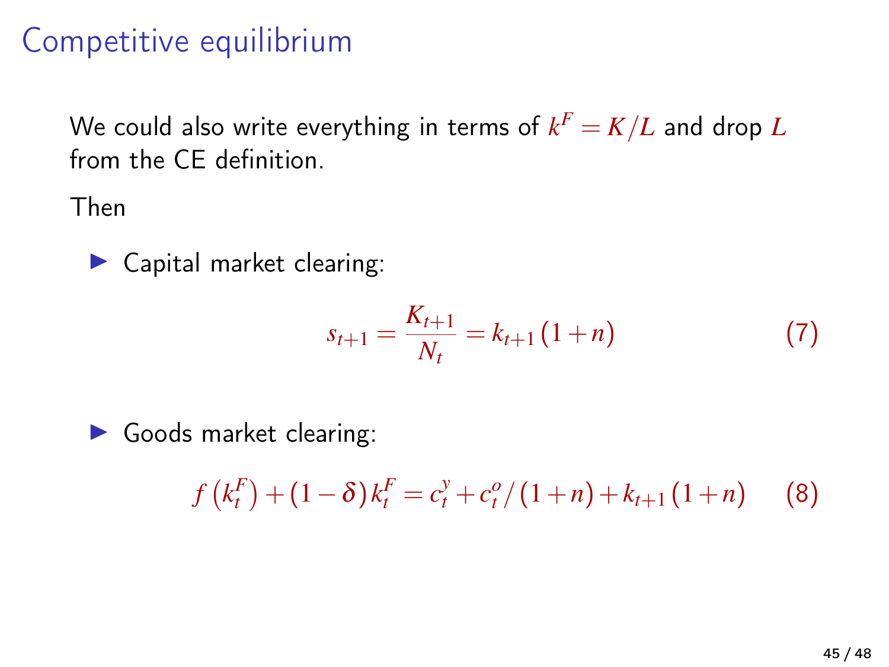# Competitive equilibrium

We could also write everything in terms of $k^F = K/L$ and drop $L$ from the CE definition.

Then

- Capital market clearing:

$$s_{t+1} = \frac{K_{t+1}}{N_t} = k_{t+1}(1+n) \tag{7}$$

- Goods market clearing:

$$f\left(k_t^F\right) + (1-\delta)k_t^F = c_t^y + c_t^o/(1+n) + k_{t+1}(1+n) \tag{8}$$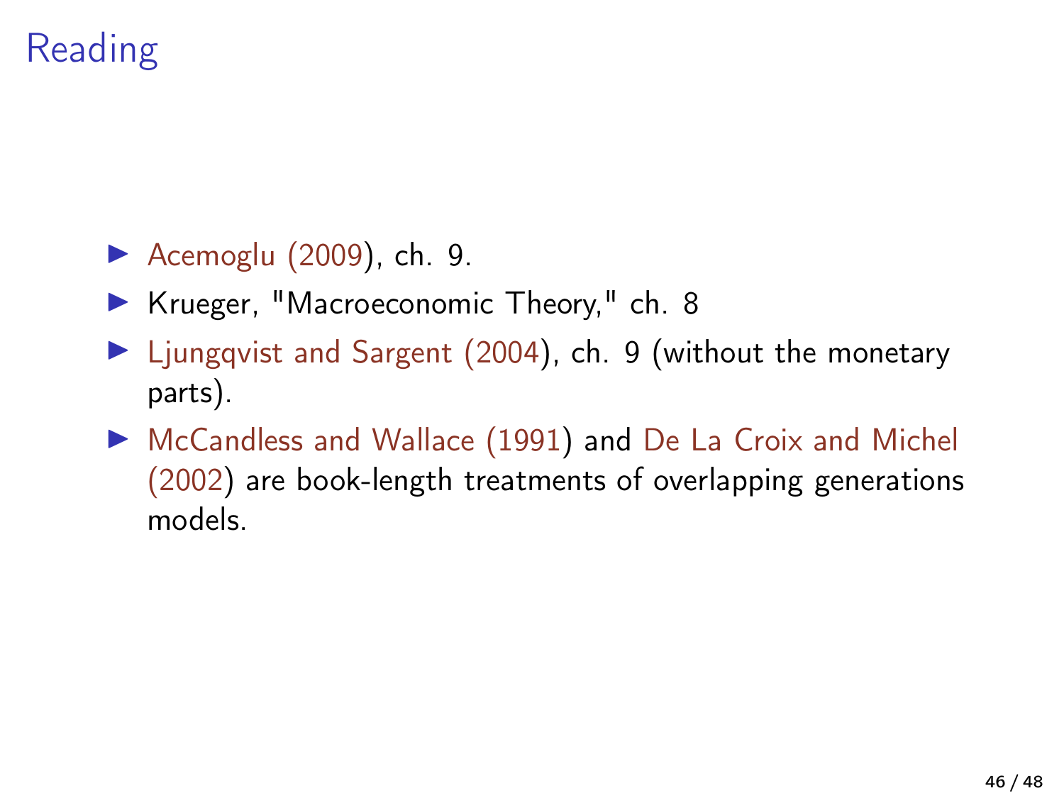# Reading

- Acemoglu (2009), ch. 9.
- Krueger, "Macroeconomic Theory," ch. 8
- Ljungqvist and Sargent (2004), ch. 9 (without the monetary parts).
- McCandless and Wallace (1991) and De La Croix and Michel (2002) are book-length treatments of overlapping generations models.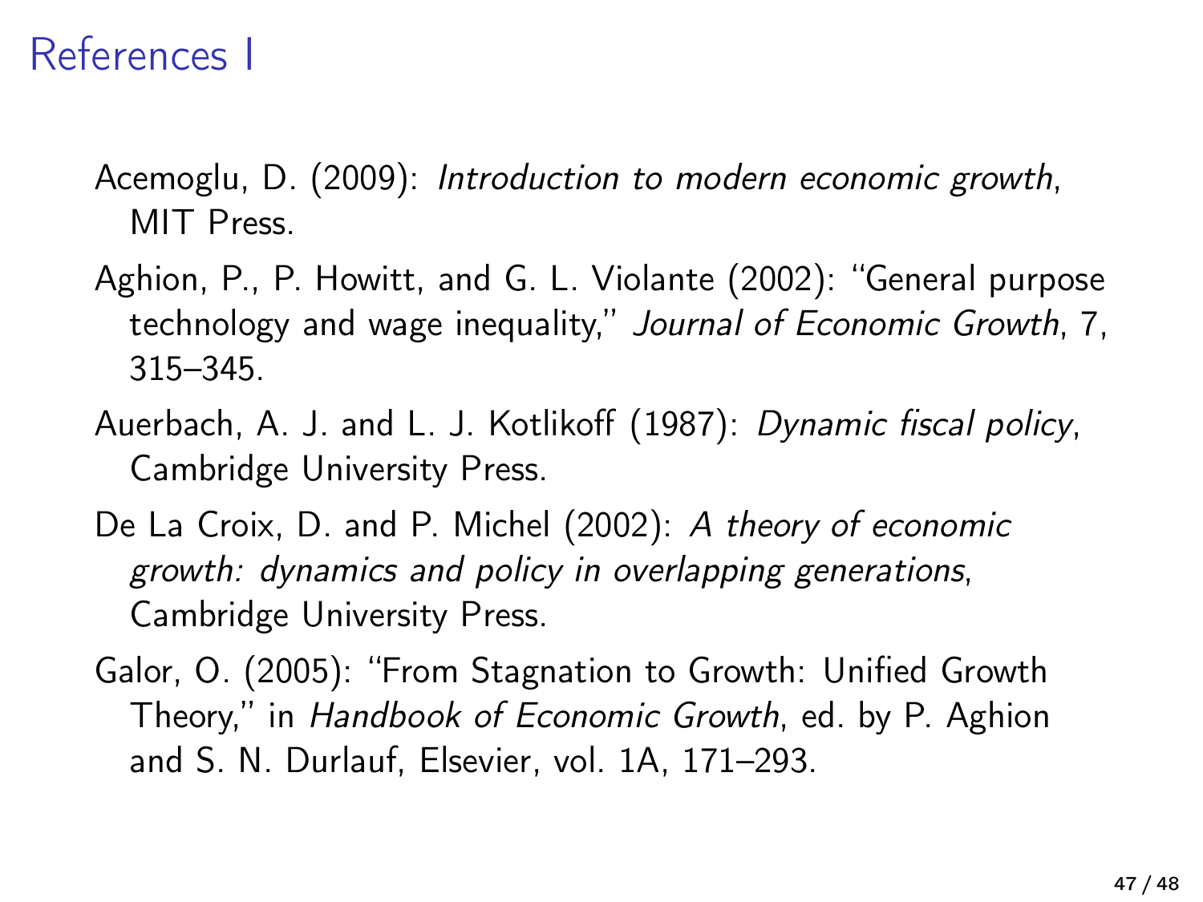# References I

Acemoglu, D. (2009): *Introduction to modern economic growth*, MIT Press.

Aghion, P., P. Howitt, and G. L. Violante (2002): "General purpose technology and wage inequality," *Journal of Economic Growth*, 7, 315–345.

Auerbach, A. J. and L. J. Kotlikoff (1987): *Dynamic fiscal policy*, Cambridge University Press.

De La Croix, D. and P. Michel (2002): *A theory of economic growth: dynamics and policy in overlapping generations*, Cambridge University Press.

Galor, O. (2005): "From Stagnation to Growth: Unified Growth Theory," in *Handbook of Economic Growth*, ed. by P. Aghion and S. N. Durlauf, Elsevier, vol. 1A, 171–293.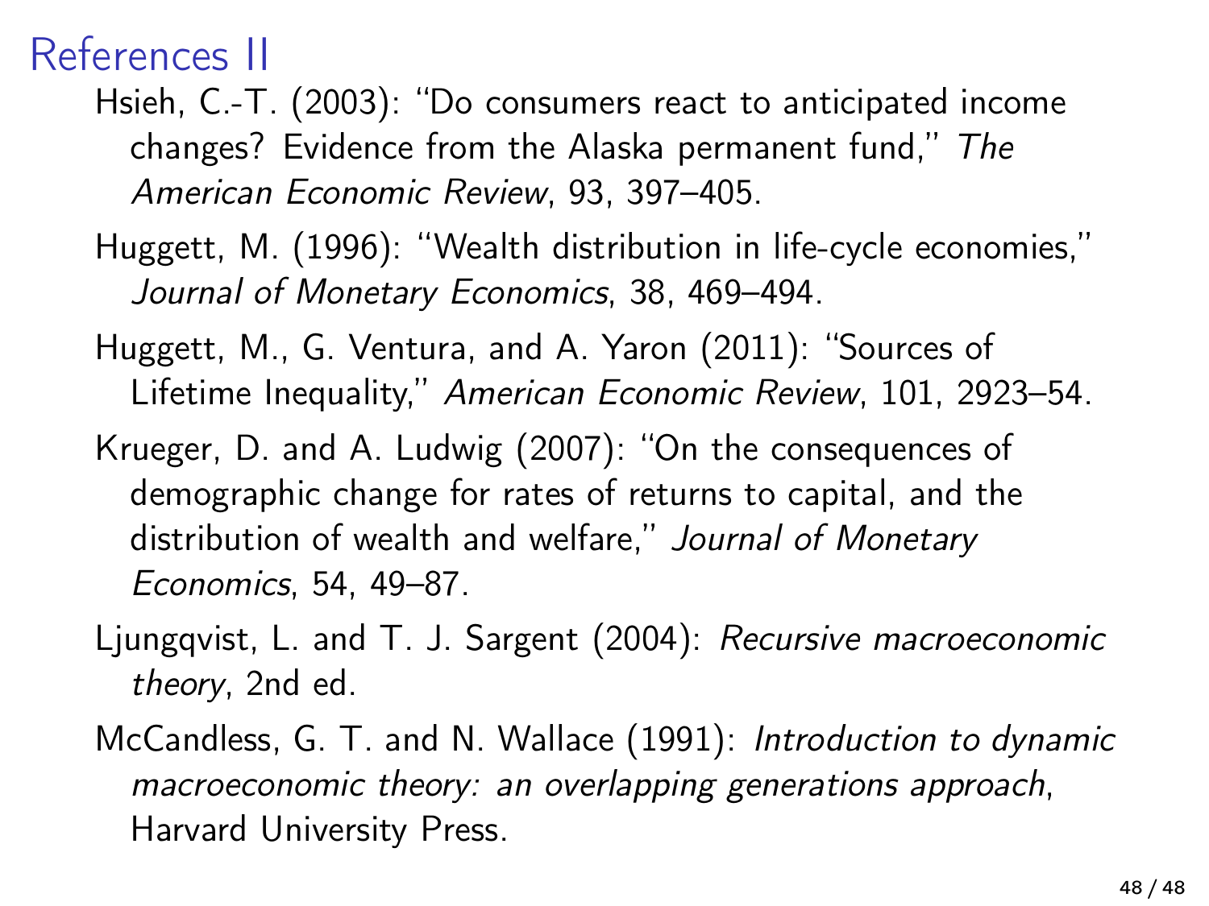# References II

Hsieh, C.-T. (2003): "Do consumers react to anticipated income changes? Evidence from the Alaska permanent fund," *The American Economic Review*, 93, 397–405.

Huggett, M. (1996): "Wealth distribution in life-cycle economies," *Journal of Monetary Economics*, 38, 469–494.

Huggett, M., G. Ventura, and A. Yaron (2011): "Sources of Lifetime Inequality," *American Economic Review*, 101, 2923–54.

Krueger, D. and A. Ludwig (2007): "On the consequences of demographic change for rates of returns to capital, and the distribution of wealth and welfare," *Journal of Monetary Economics*, 54, 49–87.

Ljungqvist, L. and T. J. Sargent (2004): *Recursive macroeconomic theory*, 2nd ed.

McCandless, G. T. and N. Wallace (1991): *Introduction to dynamic macroeconomic theory: an overlapping generations approach*, Harvard University Press.